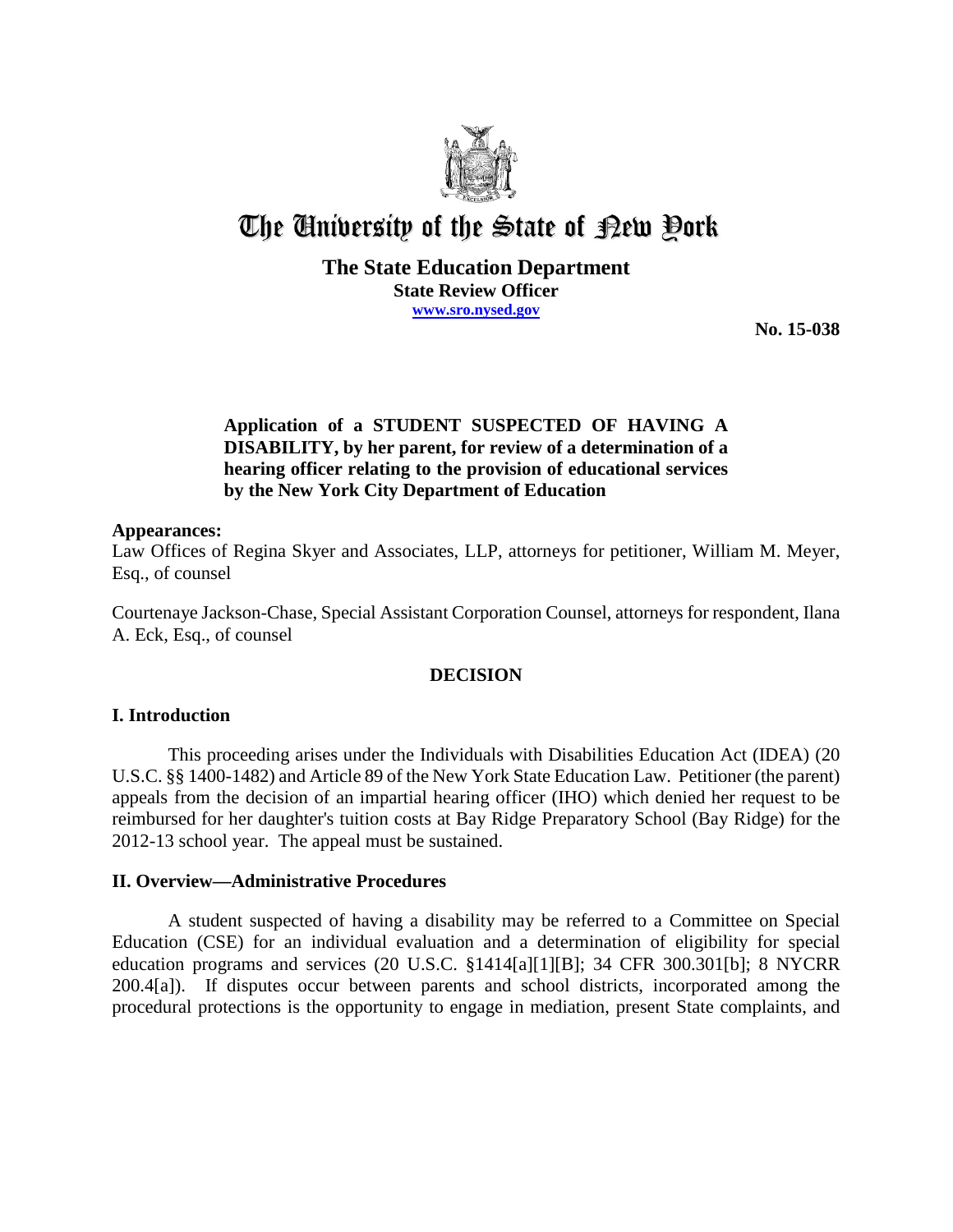# The University of the State of New York

**The State Education Department**
**State Review Officer**
**www.sro.nysed.gov**

**No. 15-038**

**Application of a STUDENT SUSPECTED OF HAVING A DISABILITY, by her parent, for review of a determination of a hearing officer relating to the provision of educational services by the New York City Department of Education**

**Appearances:**
Law Offices of Regina Skyer and Associates, LLP, attorneys for petitioner, William M. Meyer, Esq., of counsel

Courtenaye Jackson-Chase, Special Assistant Corporation Counsel, attorneys for respondent, Ilana A. Eck, Esq., of counsel

## DECISION

## I. Introduction

This proceeding arises under the Individuals with Disabilities Education Act (IDEA) (20 U.S.C. §§ 1400-1482) and Article 89 of the New York State Education Law. Petitioner (the parent) appeals from the decision of an impartial hearing officer (IHO) which denied her request to be reimbursed for her daughter's tuition costs at Bay Ridge Preparatory School (Bay Ridge) for the 2012-13 school year. The appeal must be sustained.

## II. Overview—Administrative Procedures

A student suspected of having a disability may be referred to a Committee on Special Education (CSE) for an individual evaluation and a determination of eligibility for special education programs and services (20 U.S.C. §1414[a][1][B]; 34 CFR 300.301[b]; 8 NYCRR 200.4[a]). If disputes occur between parents and school districts, incorporated among the procedural protections is the opportunity to engage in mediation, present State complaints, and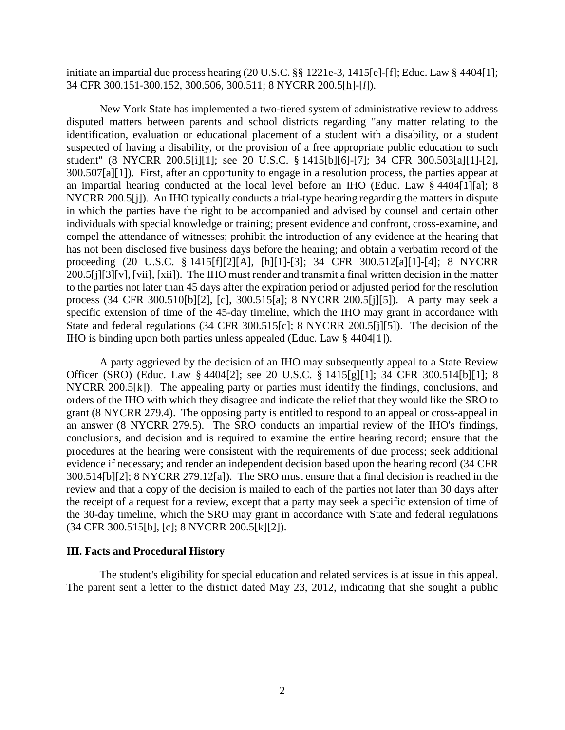initiate an impartial due process hearing (20 U.S.C. §§ 1221e-3, 1415[e]-[f]; Educ. Law § 4404[1]; 34 CFR 300.151-300.152, 300.506, 300.511; 8 NYCRR 200.5[h]-[*l*]).

New York State has implemented a two-tiered system of administrative review to address disputed matters between parents and school districts regarding "any matter relating to the identification, evaluation or educational placement of a student with a disability, or a student suspected of having a disability, or the provision of a free appropriate public education to such student" (8 NYCRR 200.5[i][1]; see 20 U.S.C. § 1415[b][6]-[7]; 34 CFR 300.503[a][1]-[2], 300.507[a][1]). First, after an opportunity to engage in a resolution process, the parties appear at an impartial hearing conducted at the local level before an IHO (Educ. Law § 4404[1][a]; 8 NYCRR 200.5[j]). An IHO typically conducts a trial-type hearing regarding the matters in dispute in which the parties have the right to be accompanied and advised by counsel and certain other individuals with special knowledge or training; present evidence and confront, cross-examine, and compel the attendance of witnesses; prohibit the introduction of any evidence at the hearing that has not been disclosed five business days before the hearing; and obtain a verbatim record of the proceeding (20 U.S.C. § 1415[f][2][A], [h][1]-[3]; 34 CFR 300.512[a][1]-[4]; 8 NYCRR 200.5[j][3][v], [vii], [xii]). The IHO must render and transmit a final written decision in the matter to the parties not later than 45 days after the expiration period or adjusted period for the resolution process (34 CFR 300.510[b][2], [c], 300.515[a]; 8 NYCRR 200.5[j][5]). A party may seek a specific extension of time of the 45-day timeline, which the IHO may grant in accordance with State and federal regulations (34 CFR 300.515[c]; 8 NYCRR 200.5[j][5]). The decision of the IHO is binding upon both parties unless appealed (Educ. Law § 4404[1]).

A party aggrieved by the decision of an IHO may subsequently appeal to a State Review Officer (SRO) (Educ. Law § 4404[2]; see 20 U.S.C. § 1415[g][1]; 34 CFR 300.514[b][1]; 8 NYCRR 200.5[k]). The appealing party or parties must identify the findings, conclusions, and orders of the IHO with which they disagree and indicate the relief that they would like the SRO to grant (8 NYCRR 279.4). The opposing party is entitled to respond to an appeal or cross-appeal in an answer (8 NYCRR 279.5). The SRO conducts an impartial review of the IHO's findings, conclusions, and decision and is required to examine the entire hearing record; ensure that the procedures at the hearing were consistent with the requirements of due process; seek additional evidence if necessary; and render an independent decision based upon the hearing record (34 CFR 300.514[b][2]; 8 NYCRR 279.12[a]). The SRO must ensure that a final decision is reached in the review and that a copy of the decision is mailed to each of the parties not later than 30 days after the receipt of a request for a review, except that a party may seek a specific extension of time of the 30-day timeline, which the SRO may grant in accordance with State and federal regulations (34 CFR 300.515[b], [c]; 8 NYCRR 200.5[k][2]).

## III. Facts and Procedural History

The student's eligibility for special education and related services is at issue in this appeal. The parent sent a letter to the district dated May 23, 2012, indicating that she sought a public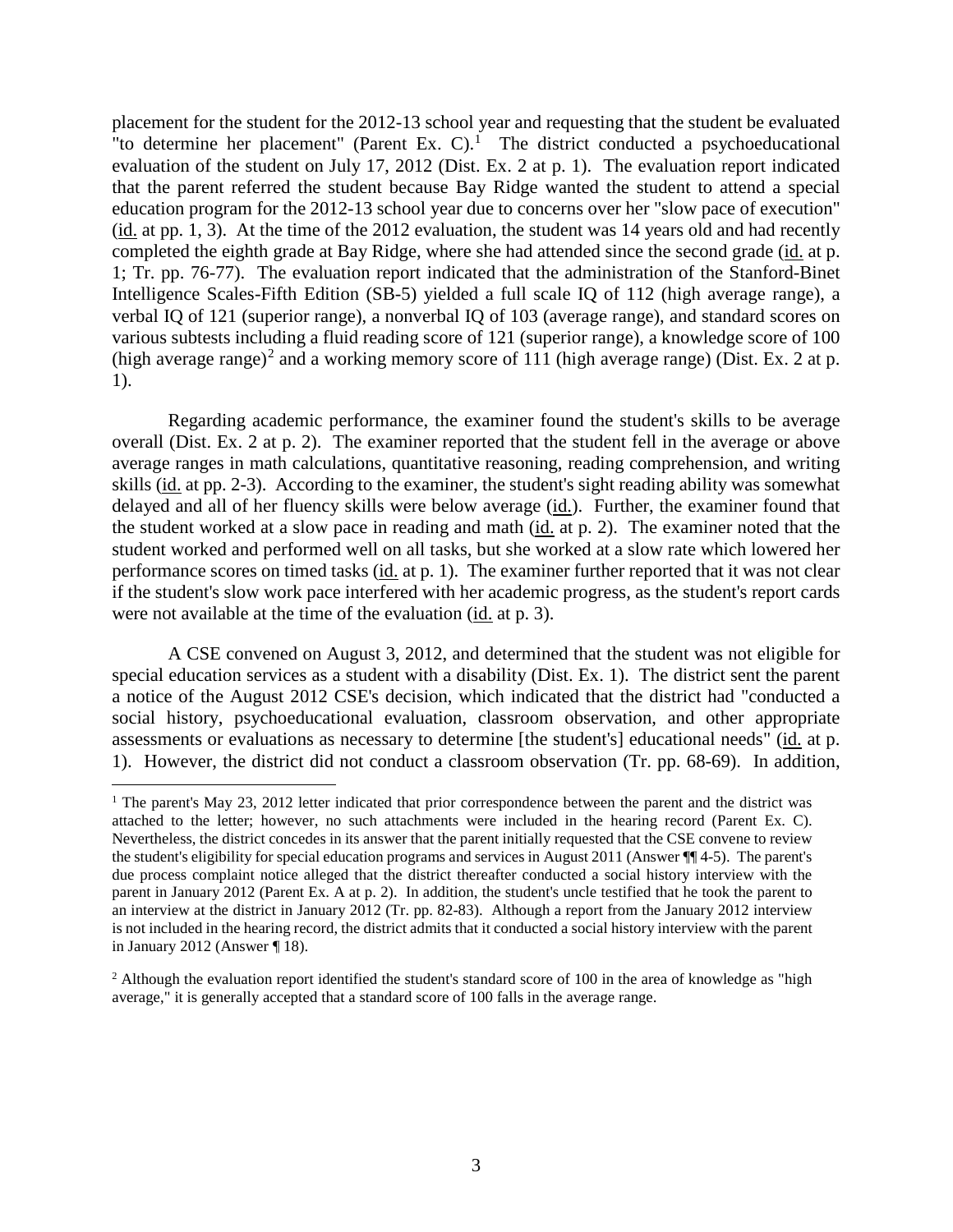placement for the student for the 2012-13 school year and requesting that the student be evaluated "to determine her placement" (Parent Ex. C).[1] The district conducted a psychoeducational evaluation of the student on July 17, 2012 (Dist. Ex. 2 at p. 1). The evaluation report indicated that the parent referred the student because Bay Ridge wanted the student to attend a special education program for the 2012-13 school year due to concerns over her "slow pace of execution" (id. at pp. 1, 3). At the time of the 2012 evaluation, the student was 14 years old and had recently completed the eighth grade at Bay Ridge, where she had attended since the second grade (id. at p. 1; Tr. pp. 76-77). The evaluation report indicated that the administration of the Stanford-Binet Intelligence Scales-Fifth Edition (SB-5) yielded a full scale IQ of 112 (high average range), a verbal IQ of 121 (superior range), a nonverbal IQ of 103 (average range), and standard scores on various subtests including a fluid reading score of 121 (superior range), a knowledge score of 100 (high average range)[2] and a working memory score of 111 (high average range) (Dist. Ex. 2 at p. 1).

Regarding academic performance, the examiner found the student's skills to be average overall (Dist. Ex. 2 at p. 2). The examiner reported that the student fell in the average or above average ranges in math calculations, quantitative reasoning, reading comprehension, and writing skills (id. at pp. 2-3). According to the examiner, the student's sight reading ability was somewhat delayed and all of her fluency skills were below average (id.). Further, the examiner found that the student worked at a slow pace in reading and math (id. at p. 2). The examiner noted that the student worked and performed well on all tasks, but she worked at a slow rate which lowered her performance scores on timed tasks (id. at p. 1). The examiner further reported that it was not clear if the student's slow work pace interfered with her academic progress, as the student's report cards were not available at the time of the evaluation (id. at p. 3).

A CSE convened on August 3, 2012, and determined that the student was not eligible for special education services as a student with a disability (Dist. Ex. 1). The district sent the parent a notice of the August 2012 CSE's decision, which indicated that the district had "conducted a social history, psychoeducational evaluation, classroom observation, and other appropriate assessments or evaluations as necessary to determine [the student's] educational needs" (id. at p. 1). However, the district did not conduct a classroom observation (Tr. pp. 68-69). In addition,

---

[1] The parent's May 23, 2012 letter indicated that prior correspondence between the parent and the district was attached to the letter; however, no such attachments were included in the hearing record (Parent Ex. C). Nevertheless, the district concedes in its answer that the parent initially requested that the CSE convene to review the student's eligibility for special education programs and services in August 2011 (Answer ¶¶ 4-5). The parent's due process complaint notice alleged that the district thereafter conducted a social history interview with the parent in January 2012 (Parent Ex. A at p. 2). In addition, the student's uncle testified that he took the parent to an interview at the district in January 2012 (Tr. pp. 82-83). Although a report from the January 2012 interview is not included in the hearing record, the district admits that it conducted a social history interview with the parent in January 2012 (Answer ¶ 18).

[2] Although the evaluation report identified the student's standard score of 100 in the area of knowledge as "high average," it is generally accepted that a standard score of 100 falls in the average range.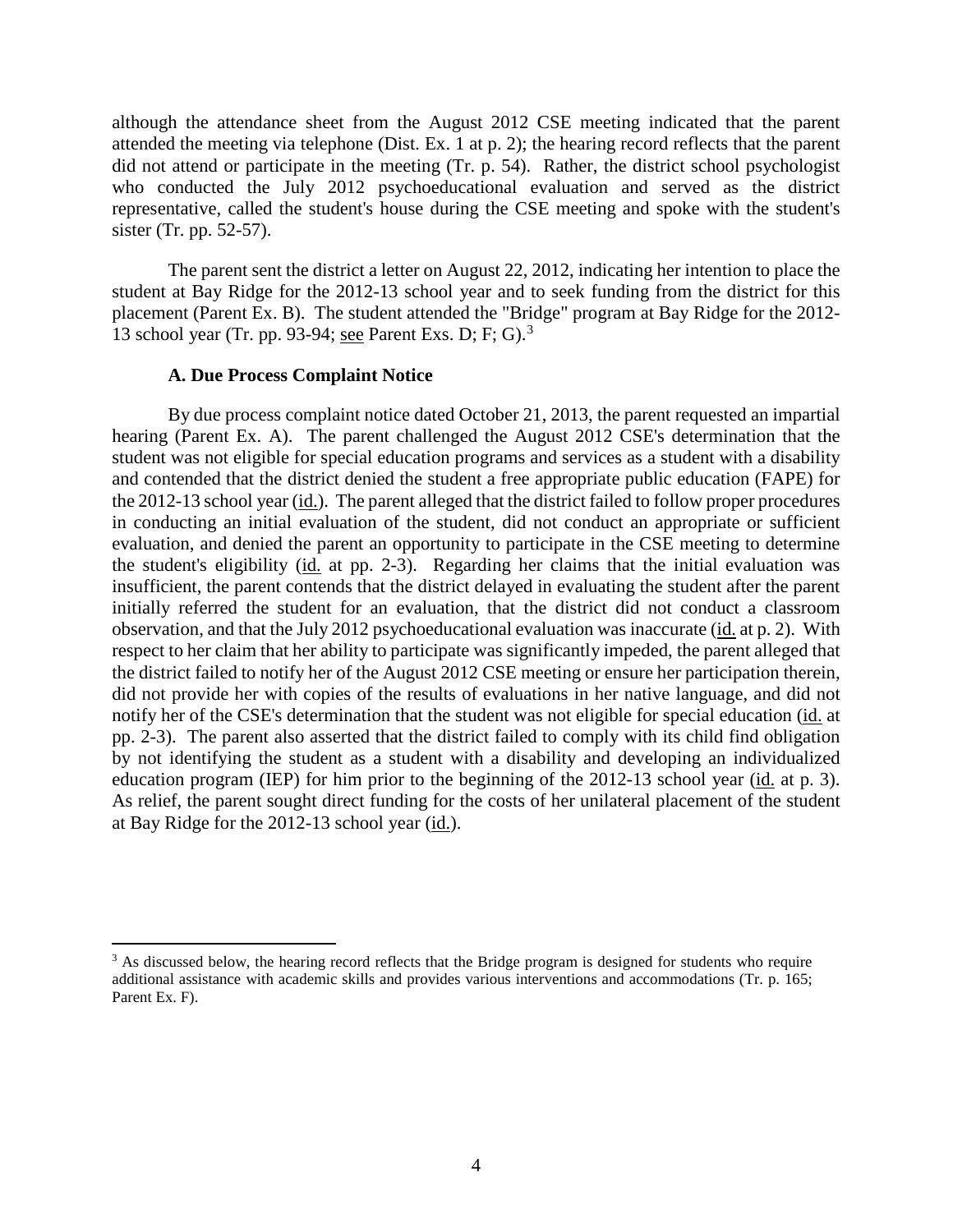although the attendance sheet from the August 2012 CSE meeting indicated that the parent attended the meeting via telephone (Dist. Ex. 1 at p. 2); the hearing record reflects that the parent did not attend or participate in the meeting (Tr. p. 54). Rather, the district school psychologist who conducted the July 2012 psychoeducational evaluation and served as the district representative, called the student's house during the CSE meeting and spoke with the student's sister (Tr. pp. 52-57).

The parent sent the district a letter on August 22, 2012, indicating her intention to place the student at Bay Ridge for the 2012-13 school year and to seek funding from the district for this placement (Parent Ex. B). The student attended the "Bridge" program at Bay Ridge for the 2012-13 school year (Tr. pp. 93-94; see Parent Exs. D; F; G).[3]

### A. Due Process Complaint Notice

By due process complaint notice dated October 21, 2013, the parent requested an impartial hearing (Parent Ex. A). The parent challenged the August 2012 CSE's determination that the student was not eligible for special education programs and services as a student with a disability and contended that the district denied the student a free appropriate public education (FAPE) for the 2012-13 school year (id.). The parent alleged that the district failed to follow proper procedures in conducting an initial evaluation of the student, did not conduct an appropriate or sufficient evaluation, and denied the parent an opportunity to participate in the CSE meeting to determine the student's eligibility (id. at pp. 2-3). Regarding her claims that the initial evaluation was insufficient, the parent contends that the district delayed in evaluating the student after the parent initially referred the student for an evaluation, that the district did not conduct a classroom observation, and that the July 2012 psychoeducational evaluation was inaccurate (id. at p. 2). With respect to her claim that her ability to participate was significantly impeded, the parent alleged that the district failed to notify her of the August 2012 CSE meeting or ensure her participation therein, did not provide her with copies of the results of evaluations in her native language, and did not notify her of the CSE's determination that the student was not eligible for special education (id. at pp. 2-3). The parent also asserted that the district failed to comply with its child find obligation by not identifying the student as a student with a disability and developing an individualized education program (IEP) for him prior to the beginning of the 2012-13 school year (id. at p. 3). As relief, the parent sought direct funding for the costs of her unilateral placement of the student at Bay Ridge for the 2012-13 school year (id.).

[3] As discussed below, the hearing record reflects that the Bridge program is designed for students who require additional assistance with academic skills and provides various interventions and accommodations (Tr. p. 165; Parent Ex. F).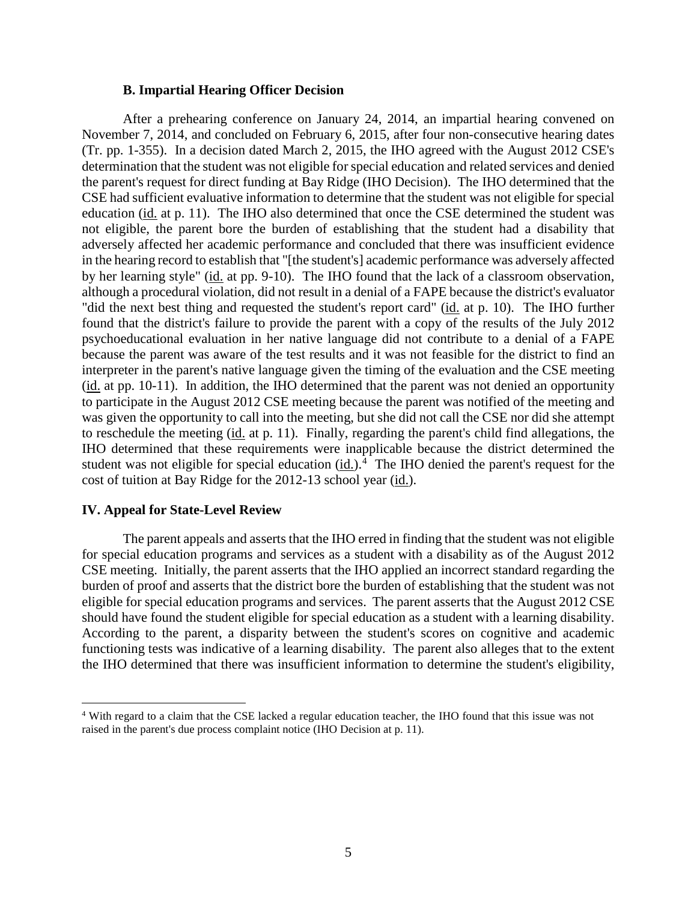### B. Impartial Hearing Officer Decision

After a prehearing conference on January 24, 2014, an impartial hearing convened on November 7, 2014, and concluded on February 6, 2015, after four non-consecutive hearing dates (Tr. pp. 1-355). In a decision dated March 2, 2015, the IHO agreed with the August 2012 CSE's determination that the student was not eligible for special education and related services and denied the parent's request for direct funding at Bay Ridge (IHO Decision). The IHO determined that the CSE had sufficient evaluative information to determine that the student was not eligible for special education (id. at p. 11). The IHO also determined that once the CSE determined the student was not eligible, the parent bore the burden of establishing that the student had a disability that adversely affected her academic performance and concluded that there was insufficient evidence in the hearing record to establish that "[the student's] academic performance was adversely affected by her learning style" (id. at pp. 9-10). The IHO found that the lack of a classroom observation, although a procedural violation, did not result in a denial of a FAPE because the district's evaluator "did the next best thing and requested the student's report card" (id. at p. 10). The IHO further found that the district's failure to provide the parent with a copy of the results of the July 2012 psychoeducational evaluation in her native language did not contribute to a denial of a FAPE because the parent was aware of the test results and it was not feasible for the district to find an interpreter in the parent's native language given the timing of the evaluation and the CSE meeting (id. at pp. 10-11). In addition, the IHO determined that the parent was not denied an opportunity to participate in the August 2012 CSE meeting because the parent was notified of the meeting and was given the opportunity to call into the meeting, but she did not call the CSE nor did she attempt to reschedule the meeting (id. at p. 11). Finally, regarding the parent's child find allegations, the IHO determined that these requirements were inapplicable because the district determined the student was not eligible for special education (id.).[4] The IHO denied the parent's request for the cost of tuition at Bay Ridge for the 2012-13 school year (id.).

## IV. Appeal for State-Level Review

The parent appeals and asserts that the IHO erred in finding that the student was not eligible for special education programs and services as a student with a disability as of the August 2012 CSE meeting. Initially, the parent asserts that the IHO applied an incorrect standard regarding the burden of proof and asserts that the district bore the burden of establishing that the student was not eligible for special education programs and services. The parent asserts that the August 2012 CSE should have found the student eligible for special education as a student with a learning disability. According to the parent, a disparity between the student's scores on cognitive and academic functioning tests was indicative of a learning disability. The parent also alleges that to the extent the IHO determined that there was insufficient information to determine the student's eligibility,

---

[4] With regard to a claim that the CSE lacked a regular education teacher, the IHO found that this issue was not raised in the parent's due process complaint notice (IHO Decision at p. 11).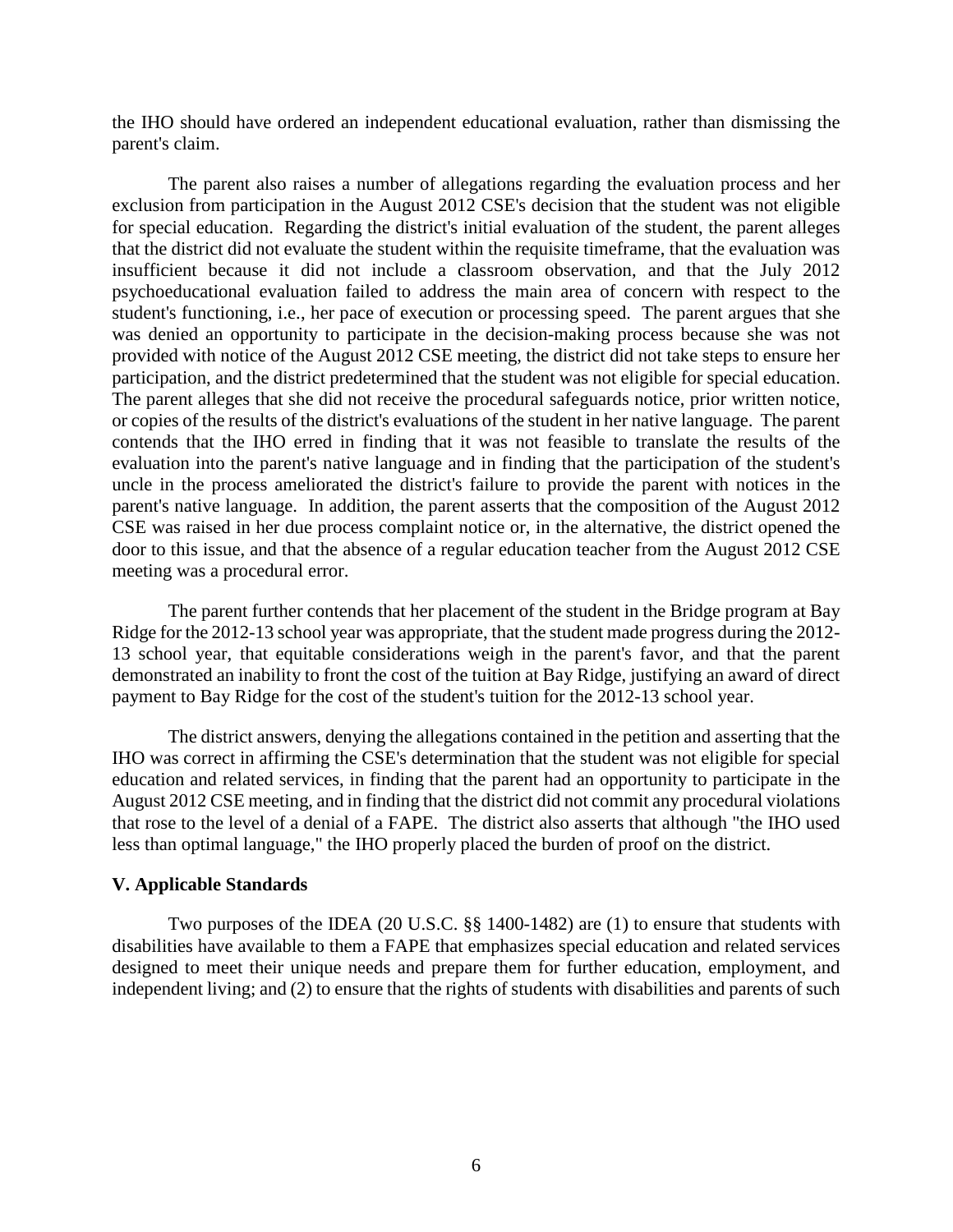the IHO should have ordered an independent educational evaluation, rather than dismissing the parent's claim.

The parent also raises a number of allegations regarding the evaluation process and her exclusion from participation in the August 2012 CSE's decision that the student was not eligible for special education. Regarding the district's initial evaluation of the student, the parent alleges that the district did not evaluate the student within the requisite timeframe, that the evaluation was insufficient because it did not include a classroom observation, and that the July 2012 psychoeducational evaluation failed to address the main area of concern with respect to the student's functioning, i.e., her pace of execution or processing speed. The parent argues that she was denied an opportunity to participate in the decision-making process because she was not provided with notice of the August 2012 CSE meeting, the district did not take steps to ensure her participation, and the district predetermined that the student was not eligible for special education. The parent alleges that she did not receive the procedural safeguards notice, prior written notice, or copies of the results of the district's evaluations of the student in her native language. The parent contends that the IHO erred in finding that it was not feasible to translate the results of the evaluation into the parent's native language and in finding that the participation of the student's uncle in the process ameliorated the district's failure to provide the parent with notices in the parent's native language. In addition, the parent asserts that the composition of the August 2012 CSE was raised in her due process complaint notice or, in the alternative, the district opened the door to this issue, and that the absence of a regular education teacher from the August 2012 CSE meeting was a procedural error.

The parent further contends that her placement of the student in the Bridge program at Bay Ridge for the 2012-13 school year was appropriate, that the student made progress during the 2012-13 school year, that equitable considerations weigh in the parent's favor, and that the parent demonstrated an inability to front the cost of the tuition at Bay Ridge, justifying an award of direct payment to Bay Ridge for the cost of the student's tuition for the 2012-13 school year.

The district answers, denying the allegations contained in the petition and asserting that the IHO was correct in affirming the CSE's determination that the student was not eligible for special education and related services, in finding that the parent had an opportunity to participate in the August 2012 CSE meeting, and in finding that the district did not commit any procedural violations that rose to the level of a denial of a FAPE. The district also asserts that although "the IHO used less than optimal language," the IHO properly placed the burden of proof on the district.

## V. Applicable Standards

Two purposes of the IDEA (20 U.S.C. §§ 1400-1482) are (1) to ensure that students with disabilities have available to them a FAPE that emphasizes special education and related services designed to meet their unique needs and prepare them for further education, employment, and independent living; and (2) to ensure that the rights of students with disabilities and parents of such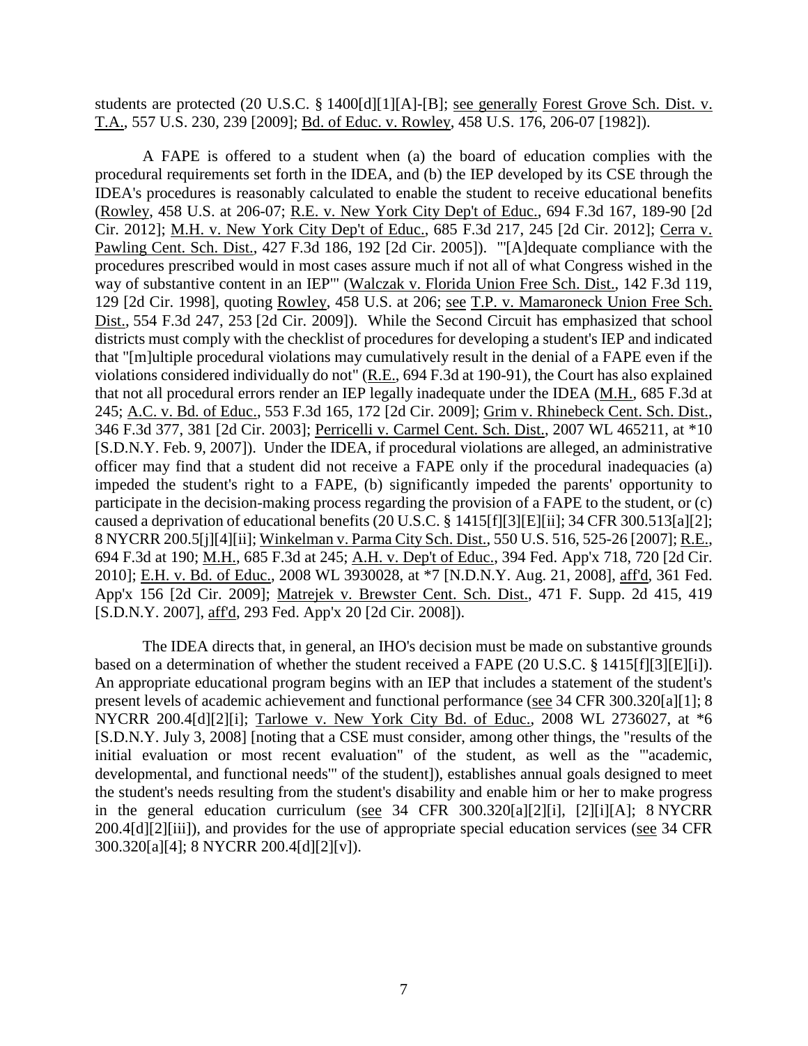students are protected (20 U.S.C. § 1400[d][1][A]-[B]; see generally Forest Grove Sch. Dist. v. T.A., 557 U.S. 230, 239 [2009]; Bd. of Educ. v. Rowley, 458 U.S. 176, 206-07 [1982]).

A FAPE is offered to a student when (a) the board of education complies with the procedural requirements set forth in the IDEA, and (b) the IEP developed by its CSE through the IDEA's procedures is reasonably calculated to enable the student to receive educational benefits (Rowley, 458 U.S. at 206-07; R.E. v. New York City Dep't of Educ., 694 F.3d 167, 189-90 [2d Cir. 2012]; M.H. v. New York City Dep't of Educ., 685 F.3d 217, 245 [2d Cir. 2012]; Cerra v. Pawling Cent. Sch. Dist., 427 F.3d 186, 192 [2d Cir. 2005]). "'[A]dequate compliance with the procedures prescribed would in most cases assure much if not all of what Congress wished in the way of substantive content in an IEP'" (Walczak v. Florida Union Free Sch. Dist., 142 F.3d 119, 129 [2d Cir. 1998], quoting Rowley, 458 U.S. at 206; see T.P. v. Mamaroneck Union Free Sch. Dist., 554 F.3d 247, 253 [2d Cir. 2009]). While the Second Circuit has emphasized that school districts must comply with the checklist of procedures for developing a student's IEP and indicated that "[m]ultiple procedural violations may cumulatively result in the denial of a FAPE even if the violations considered individually do not" (R.E., 694 F.3d at 190-91), the Court has also explained that not all procedural errors render an IEP legally inadequate under the IDEA (M.H., 685 F.3d at 245; A.C. v. Bd. of Educ., 553 F.3d 165, 172 [2d Cir. 2009]; Grim v. Rhinebeck Cent. Sch. Dist., 346 F.3d 377, 381 [2d Cir. 2003]; Perricelli v. Carmel Cent. Sch. Dist., 2007 WL 465211, at *10 [S.D.N.Y. Feb. 9, 2007]). Under the IDEA, if procedural violations are alleged, an administrative officer may find that a student did not receive a FAPE only if the procedural inadequacies (a) impeded the student's right to a FAPE, (b) significantly impeded the parents' opportunity to participate in the decision-making process regarding the provision of a FAPE to the student, or (c) caused a deprivation of educational benefits (20 U.S.C. § 1415[f][3][E][ii]; 34 CFR 300.513[a][2]; 8 NYCRR 200.5[j][4][ii]; Winkelman v. Parma City Sch. Dist., 550 U.S. 516, 525-26 [2007]; R.E., 694 F.3d at 190; M.H., 685 F.3d at 245; A.H. v. Dep't of Educ., 394 Fed. App'x 718, 720 [2d Cir. 2010]; E.H. v. Bd. of Educ., 2008 WL 3930028, at *7 [N.D.N.Y. Aug. 21, 2008], aff'd, 361 Fed. App'x 156 [2d Cir. 2009]; Matrejek v. Brewster Cent. Sch. Dist., 471 F. Supp. 2d 415, 419 [S.D.N.Y. 2007], aff'd, 293 Fed. App'x 20 [2d Cir. 2008]).

The IDEA directs that, in general, an IHO's decision must be made on substantive grounds based on a determination of whether the student received a FAPE (20 U.S.C. § 1415[f][3][E][i]). An appropriate educational program begins with an IEP that includes a statement of the student's present levels of academic achievement and functional performance (see 34 CFR 300.320[a][1]; 8 NYCRR 200.4[d][2][i]; Tarlowe v. New York City Bd. of Educ., 2008 WL 2736027, at *6 [S.D.N.Y. July 3, 2008] [noting that a CSE must consider, among other things, the "results of the initial evaluation or most recent evaluation" of the student, as well as the "'academic, developmental, and functional needs'" of the student]), establishes annual goals designed to meet the student's needs resulting from the student's disability and enable him or her to make progress in the general education curriculum (see 34 CFR 300.320[a][2][i], [2][i][A]; 8 NYCRR 200.4[d][2][iii]), and provides for the use of appropriate special education services (see 34 CFR 300.320[a][4]; 8 NYCRR 200.4[d][2][v]).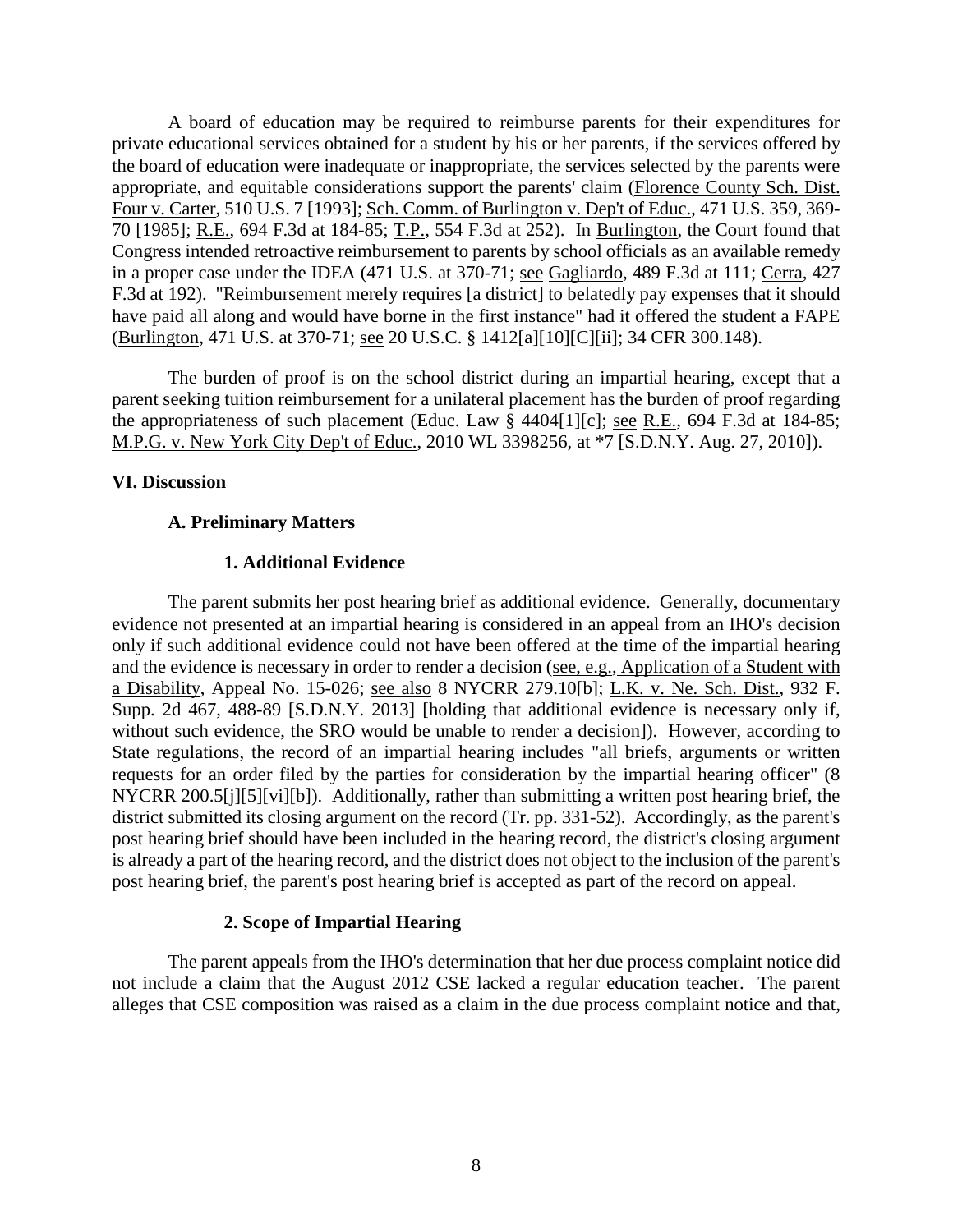A board of education may be required to reimburse parents for their expenditures for private educational services obtained for a student by his or her parents, if the services offered by the board of education were inadequate or inappropriate, the services selected by the parents were appropriate, and equitable considerations support the parents' claim (Florence County Sch. Dist. Four v. Carter, 510 U.S. 7 [1993]; Sch. Comm. of Burlington v. Dep't of Educ., 471 U.S. 359, 369-70 [1985]; R.E., 694 F.3d at 184-85; T.P., 554 F.3d at 252). In Burlington, the Court found that Congress intended retroactive reimbursement to parents by school officials as an available remedy in a proper case under the IDEA (471 U.S. at 370-71; see Gagliardo, 489 F.3d at 111; Cerra, 427 F.3d at 192). "Reimbursement merely requires [a district] to belatedly pay expenses that it should have paid all along and would have borne in the first instance" had it offered the student a FAPE (Burlington, 471 U.S. at 370-71; see 20 U.S.C. § 1412[a][10][C][ii]; 34 CFR 300.148).

The burden of proof is on the school district during an impartial hearing, except that a parent seeking tuition reimbursement for a unilateral placement has the burden of proof regarding the appropriateness of such placement (Educ. Law § 4404[1][c]; see R.E., 694 F.3d at 184-85; M.P.G. v. New York City Dep't of Educ., 2010 WL 3398256, at *7 [S.D.N.Y. Aug. 27, 2010]).

## VI. Discussion

### A. Preliminary Matters

#### 1. Additional Evidence

The parent submits her post hearing brief as additional evidence. Generally, documentary evidence not presented at an impartial hearing is considered in an appeal from an IHO's decision only if such additional evidence could not have been offered at the time of the impartial hearing and the evidence is necessary in order to render a decision (see, e.g., Application of a Student with a Disability, Appeal No. 15-026; see also 8 NYCRR 279.10[b]; L.K. v. Ne. Sch. Dist., 932 F. Supp. 2d 467, 488-89 [S.D.N.Y. 2013] [holding that additional evidence is necessary only if, without such evidence, the SRO would be unable to render a decision]). However, according to State regulations, the record of an impartial hearing includes "all briefs, arguments or written requests for an order filed by the parties for consideration by the impartial hearing officer" (8 NYCRR 200.5[j][5][vi][b]). Additionally, rather than submitting a written post hearing brief, the district submitted its closing argument on the record (Tr. pp. 331-52). Accordingly, as the parent's post hearing brief should have been included in the hearing record, the district's closing argument is already a part of the hearing record, and the district does not object to the inclusion of the parent's post hearing brief, the parent's post hearing brief is accepted as part of the record on appeal.

#### 2. Scope of Impartial Hearing

The parent appeals from the IHO's determination that her due process complaint notice did not include a claim that the August 2012 CSE lacked a regular education teacher. The parent alleges that CSE composition was raised as a claim in the due process complaint notice and that,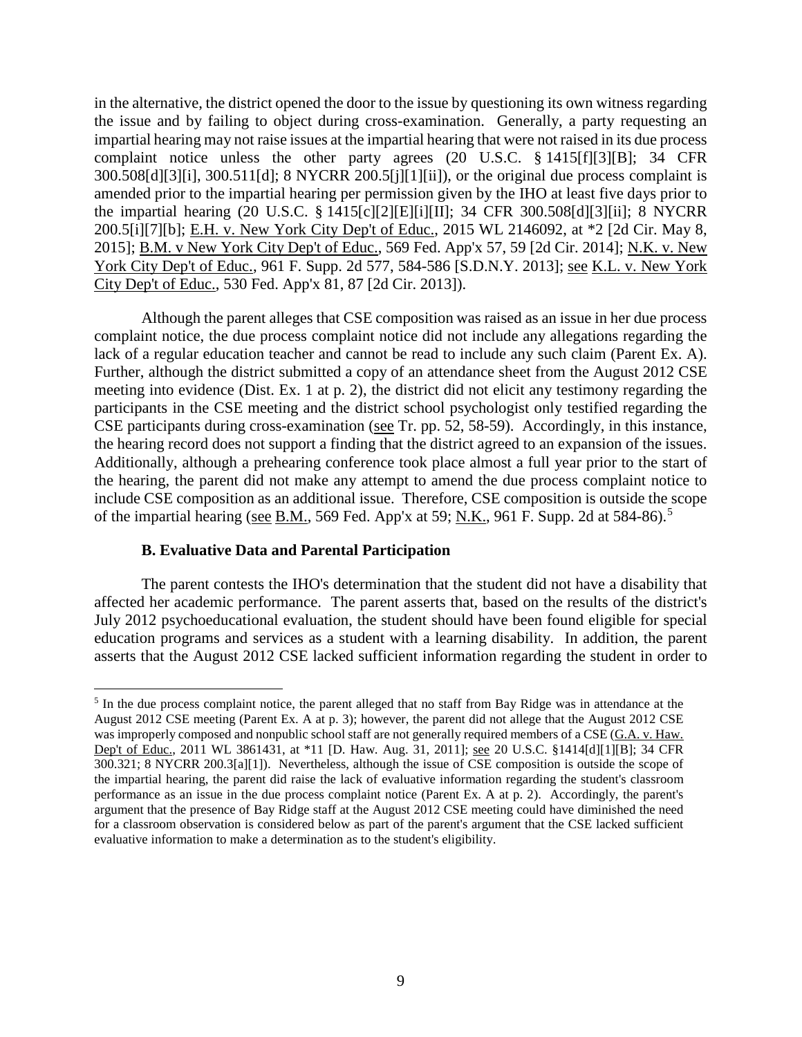in the alternative, the district opened the door to the issue by questioning its own witness regarding the issue and by failing to object during cross-examination. Generally, a party requesting an impartial hearing may not raise issues at the impartial hearing that were not raised in its due process complaint notice unless the other party agrees (20 U.S.C. § 1415[f][3][B]; 34 CFR 300.508[d][3][i], 300.511[d]; 8 NYCRR 200.5[j][1][ii]), or the original due process complaint is amended prior to the impartial hearing per permission given by the IHO at least five days prior to the impartial hearing (20 U.S.C. § 1415[c][2][E][i][II]; 34 CFR 300.508[d][3][ii]; 8 NYCRR 200.5[i][7][b]; E.H. v. New York City Dep't of Educ., 2015 WL 2146092, at *2 [2d Cir. May 8, 2015]; B.M. v New York City Dep't of Educ., 569 Fed. App'x 57, 59 [2d Cir. 2014]; N.K. v. New York City Dep't of Educ., 961 F. Supp. 2d 577, 584-586 [S.D.N.Y. 2013]; see K.L. v. New York City Dep't of Educ., 530 Fed. App'x 81, 87 [2d Cir. 2013]).

Although the parent alleges that CSE composition was raised as an issue in her due process complaint notice, the due process complaint notice did not include any allegations regarding the lack of a regular education teacher and cannot be read to include any such claim (Parent Ex. A). Further, although the district submitted a copy of an attendance sheet from the August 2012 CSE meeting into evidence (Dist. Ex. 1 at p. 2), the district did not elicit any testimony regarding the participants in the CSE meeting and the district school psychologist only testified regarding the CSE participants during cross-examination (see Tr. pp. 52, 58-59). Accordingly, in this instance, the hearing record does not support a finding that the district agreed to an expansion of the issues. Additionally, although a prehearing conference took place almost a full year prior to the start of the hearing, the parent did not make any attempt to amend the due process complaint notice to include CSE composition as an additional issue. Therefore, CSE composition is outside the scope of the impartial hearing (see B.M., 569 Fed. App'x at 59; N.K., 961 F. Supp. 2d at 584-86).[5]

### B. Evaluative Data and Parental Participation

The parent contests the IHO's determination that the student did not have a disability that affected her academic performance. The parent asserts that, based on the results of the district's July 2012 psychoeducational evaluation, the student should have been found eligible for special education programs and services as a student with a learning disability. In addition, the parent asserts that the August 2012 CSE lacked sufficient information regarding the student in order to

[5] In the due process complaint notice, the parent alleged that no staff from Bay Ridge was in attendance at the August 2012 CSE meeting (Parent Ex. A at p. 3); however, the parent did not allege that the August 2012 CSE was improperly composed and nonpublic school staff are not generally required members of a CSE (G.A. v. Haw. Dep't of Educ., 2011 WL 3861431, at *11 [D. Haw. Aug. 31, 2011]; see 20 U.S.C. §1414[d][1][B]; 34 CFR 300.321; 8 NYCRR 200.3[a][1]). Nevertheless, although the issue of CSE composition is outside the scope of the impartial hearing, the parent did raise the lack of evaluative information regarding the student's classroom performance as an issue in the due process complaint notice (Parent Ex. A at p. 2). Accordingly, the parent's argument that the presence of Bay Ridge staff at the August 2012 CSE meeting could have diminished the need for a classroom observation is considered below as part of the parent's argument that the CSE lacked sufficient evaluative information to make a determination as to the student's eligibility.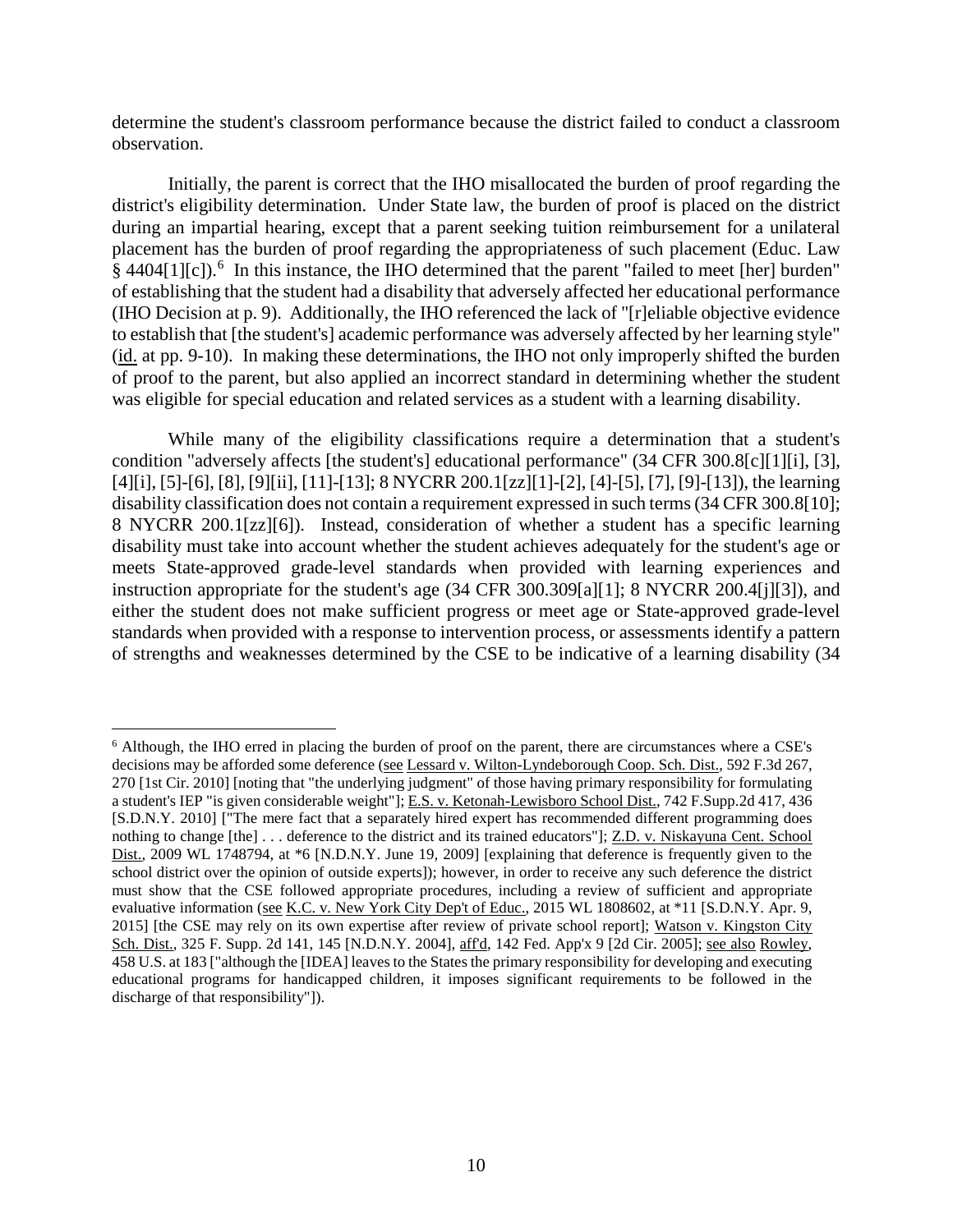determine the student's classroom performance because the district failed to conduct a classroom observation.

Initially, the parent is correct that the IHO misallocated the burden of proof regarding the district's eligibility determination. Under State law, the burden of proof is placed on the district during an impartial hearing, except that a parent seeking tuition reimbursement for a unilateral placement has the burden of proof regarding the appropriateness of such placement (Educ. Law § 4404[1][c]).[6] In this instance, the IHO determined that the parent "failed to meet [her] burden" of establishing that the student had a disability that adversely affected her educational performance (IHO Decision at p. 9). Additionally, the IHO referenced the lack of "[r]eliable objective evidence to establish that [the student's] academic performance was adversely affected by her learning style" (id. at pp. 9-10). In making these determinations, the IHO not only improperly shifted the burden of proof to the parent, but also applied an incorrect standard in determining whether the student was eligible for special education and related services as a student with a learning disability.

While many of the eligibility classifications require a determination that a student's condition "adversely affects [the student's] educational performance" (34 CFR 300.8[c][1][i], [3], [4][i], [5]-[6], [8], [9][ii], [11]-[13]; 8 NYCRR 200.1[zz][1]-[2], [4]-[5], [7], [9]-[13]), the learning disability classification does not contain a requirement expressed in such terms (34 CFR 300.8[10]; 8 NYCRR 200.1[zz][6]). Instead, consideration of whether a student has a specific learning disability must take into account whether the student achieves adequately for the student's age or meets State-approved grade-level standards when provided with learning experiences and instruction appropriate for the student's age (34 CFR 300.309[a][1]; 8 NYCRR 200.4[j][3]), and either the student does not make sufficient progress or meet age or State-approved grade-level standards when provided with a response to intervention process, or assessments identify a pattern of strengths and weaknesses determined by the CSE to be indicative of a learning disability (34

---

[6] Although, the IHO erred in placing the burden of proof on the parent, there are circumstances where a CSE's decisions may be afforded some deference (see Lessard v. Wilton-Lyndeborough Coop. Sch. Dist., 592 F.3d 267, 270 [1st Cir. 2010] [noting that "the underlying judgment" of those having primary responsibility for formulating a student's IEP "is given considerable weight"]; E.S. v. Ketonah-Lewisboro School Dist., 742 F.Supp.2d 417, 436 [S.D.N.Y. 2010] ["The mere fact that a separately hired expert has recommended different programming does nothing to change [the] . . . deference to the district and its trained educators"]; Z.D. v. Niskayuna Cent. School Dist., 2009 WL 1748794, at *6 [N.D.N.Y. June 19, 2009] [explaining that deference is frequently given to the school district over the opinion of outside experts]); however, in order to receive any such deference the district must show that the CSE followed appropriate procedures, including a review of sufficient and appropriate evaluative information (see K.C. v. New York City Dep't of Educ., 2015 WL 1808602, at *11 [S.D.N.Y. Apr. 9, 2015] [the CSE may rely on its own expertise after review of private school report]; Watson v. Kingston City Sch. Dist., 325 F. Supp. 2d 141, 145 [N.D.N.Y. 2004], aff'd, 142 Fed. App'x 9 [2d Cir. 2005]; see also Rowley, 458 U.S. at 183 ["although the [IDEA] leaves to the States the primary responsibility for developing and executing educational programs for handicapped children, it imposes significant requirements to be followed in the discharge of that responsibility"]).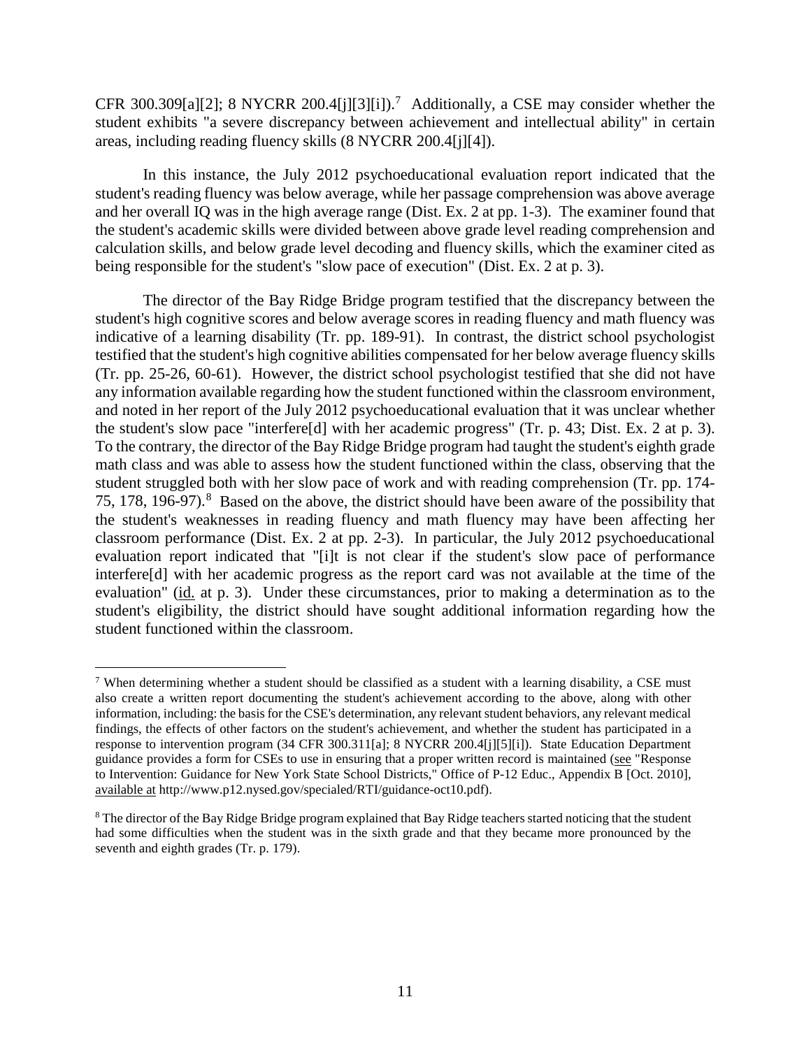CFR 300.309[a][2]; 8 NYCRR 200.4[j][3][i]).[7] Additionally, a CSE may consider whether the student exhibits "a severe discrepancy between achievement and intellectual ability" in certain areas, including reading fluency skills (8 NYCRR 200.4[j][4]).

In this instance, the July 2012 psychoeducational evaluation report indicated that the student's reading fluency was below average, while her passage comprehension was above average and her overall IQ was in the high average range (Dist. Ex. 2 at pp. 1-3). The examiner found that the student's academic skills were divided between above grade level reading comprehension and calculation skills, and below grade level decoding and fluency skills, which the examiner cited as being responsible for the student's "slow pace of execution" (Dist. Ex. 2 at p. 3).

The director of the Bay Ridge Bridge program testified that the discrepancy between the student's high cognitive scores and below average scores in reading fluency and math fluency was indicative of a learning disability (Tr. pp. 189-91). In contrast, the district school psychologist testified that the student's high cognitive abilities compensated for her below average fluency skills (Tr. pp. 25-26, 60-61). However, the district school psychologist testified that she did not have any information available regarding how the student functioned within the classroom environment, and noted in her report of the July 2012 psychoeducational evaluation that it was unclear whether the student's slow pace "interfere[d] with her academic progress" (Tr. p. 43; Dist. Ex. 2 at p. 3). To the contrary, the director of the Bay Ridge Bridge program had taught the student's eighth grade math class and was able to assess how the student functioned within the class, observing that the student struggled both with her slow pace of work and with reading comprehension (Tr. pp. 174-75, 178, 196-97).[8] Based on the above, the district should have been aware of the possibility that the student's weaknesses in reading fluency and math fluency may have been affecting her classroom performance (Dist. Ex. 2 at pp. 2-3). In particular, the July 2012 psychoeducational evaluation report indicated that "[i]t is not clear if the student's slow pace of performance interfere[d] with her academic progress as the report card was not available at the time of the evaluation" (id. at p. 3). Under these circumstances, prior to making a determination as to the student's eligibility, the district should have sought additional information regarding how the student functioned within the classroom.

[7] When determining whether a student should be classified as a student with a learning disability, a CSE must also create a written report documenting the student's achievement according to the above, along with other information, including: the basis for the CSE's determination, any relevant student behaviors, any relevant medical findings, the effects of other factors on the student's achievement, and whether the student has participated in a response to intervention program (34 CFR 300.311[a]; 8 NYCRR 200.4[j][5][i]). State Education Department guidance provides a form for CSEs to use in ensuring that a proper written record is maintained (see "Response to Intervention: Guidance for New York State School Districts," Office of P-12 Educ., Appendix B [Oct. 2010], available at http://www.p12.nysed.gov/specialed/RTI/guidance-oct10.pdf).

[8] The director of the Bay Ridge Bridge program explained that Bay Ridge teachers started noticing that the student had some difficulties when the student was in the sixth grade and that they became more pronounced by the seventh and eighth grades (Tr. p. 179).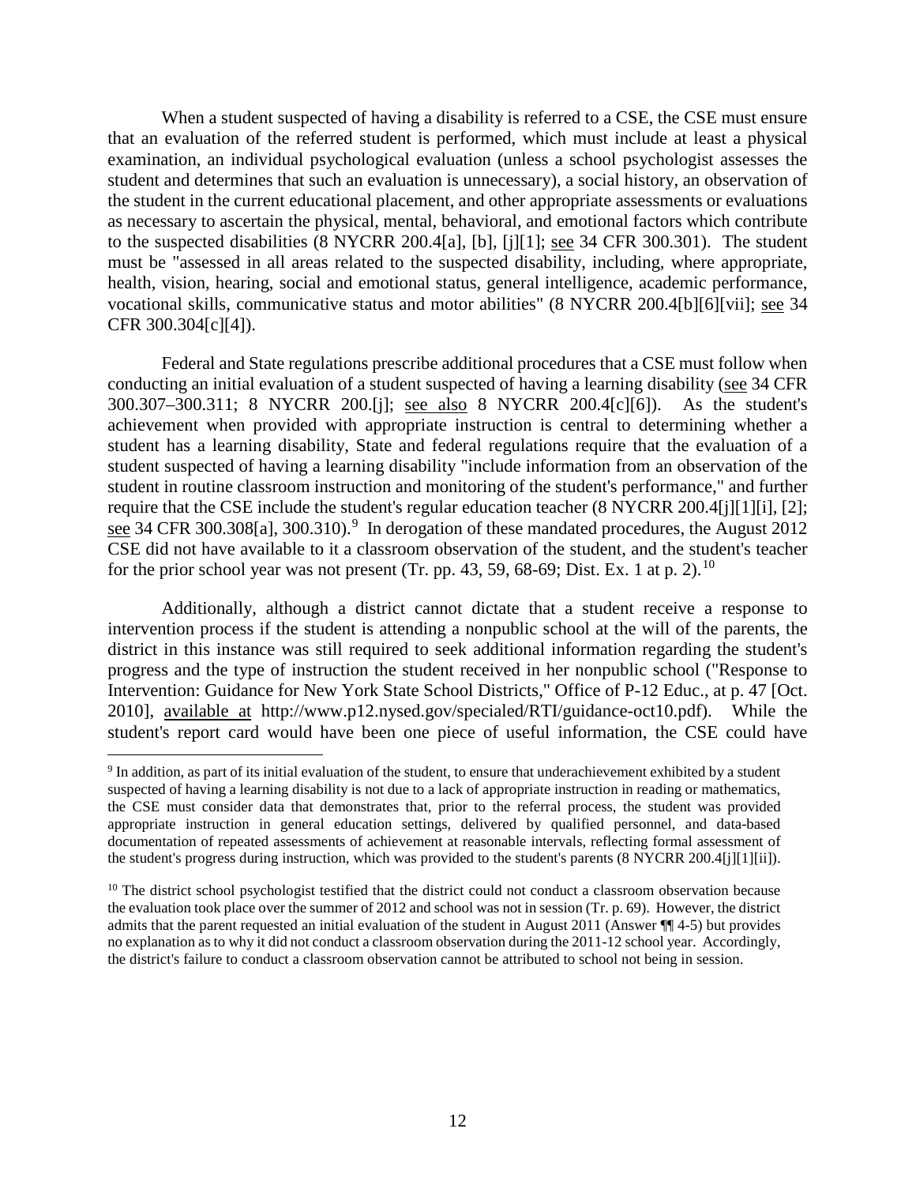When a student suspected of having a disability is referred to a CSE, the CSE must ensure that an evaluation of the referred student is performed, which must include at least a physical examination, an individual psychological evaluation (unless a school psychologist assesses the student and determines that such an evaluation is unnecessary), a social history, an observation of the student in the current educational placement, and other appropriate assessments or evaluations as necessary to ascertain the physical, mental, behavioral, and emotional factors which contribute to the suspected disabilities (8 NYCRR 200.4[a], [b], [j][1]; see 34 CFR 300.301). The student must be "assessed in all areas related to the suspected disability, including, where appropriate, health, vision, hearing, social and emotional status, general intelligence, academic performance, vocational skills, communicative status and motor abilities" (8 NYCRR 200.4[b][6][vii]; see 34 CFR 300.304[c][4]).

Federal and State regulations prescribe additional procedures that a CSE must follow when conducting an initial evaluation of a student suspected of having a learning disability (see 34 CFR 300.307–300.311; 8 NYCRR 200.[j]; see also 8 NYCRR 200.4[c][6]). As the student's achievement when provided with appropriate instruction is central to determining whether a student has a learning disability, State and federal regulations require that the evaluation of a student suspected of having a learning disability "include information from an observation of the student in routine classroom instruction and monitoring of the student's performance," and further require that the CSE include the student's regular education teacher (8 NYCRR 200.4[j][1][i], [2]; see 34 CFR 300.308[a], 300.310).[9] In derogation of these mandated procedures, the August 2012 CSE did not have available to it a classroom observation of the student, and the student's teacher for the prior school year was not present (Tr. pp. 43, 59, 68-69; Dist. Ex. 1 at p. 2).[10]

Additionally, although a district cannot dictate that a student receive a response to intervention process if the student is attending a nonpublic school at the will of the parents, the district in this instance was still required to seek additional information regarding the student's progress and the type of instruction the student received in her nonpublic school ("Response to Intervention: Guidance for New York State School Districts," Office of P-12 Educ., at p. 47 [Oct. 2010], available at http://www.p12.nysed.gov/specialed/RTI/guidance-oct10.pdf). While the student's report card would have been one piece of useful information, the CSE could have

[9] In addition, as part of its initial evaluation of the student, to ensure that underachievement exhibited by a student suspected of having a learning disability is not due to a lack of appropriate instruction in reading or mathematics, the CSE must consider data that demonstrates that, prior to the referral process, the student was provided appropriate instruction in general education settings, delivered by qualified personnel, and data-based documentation of repeated assessments of achievement at reasonable intervals, reflecting formal assessment of the student's progress during instruction, which was provided to the student's parents (8 NYCRR 200.4[j][1][ii]).

[10] The district school psychologist testified that the district could not conduct a classroom observation because the evaluation took place over the summer of 2012 and school was not in session (Tr. p. 69). However, the district admits that the parent requested an initial evaluation of the student in August 2011 (Answer ¶¶ 4-5) but provides no explanation as to why it did not conduct a classroom observation during the 2011-12 school year. Accordingly, the district's failure to conduct a classroom observation cannot be attributed to school not being in session.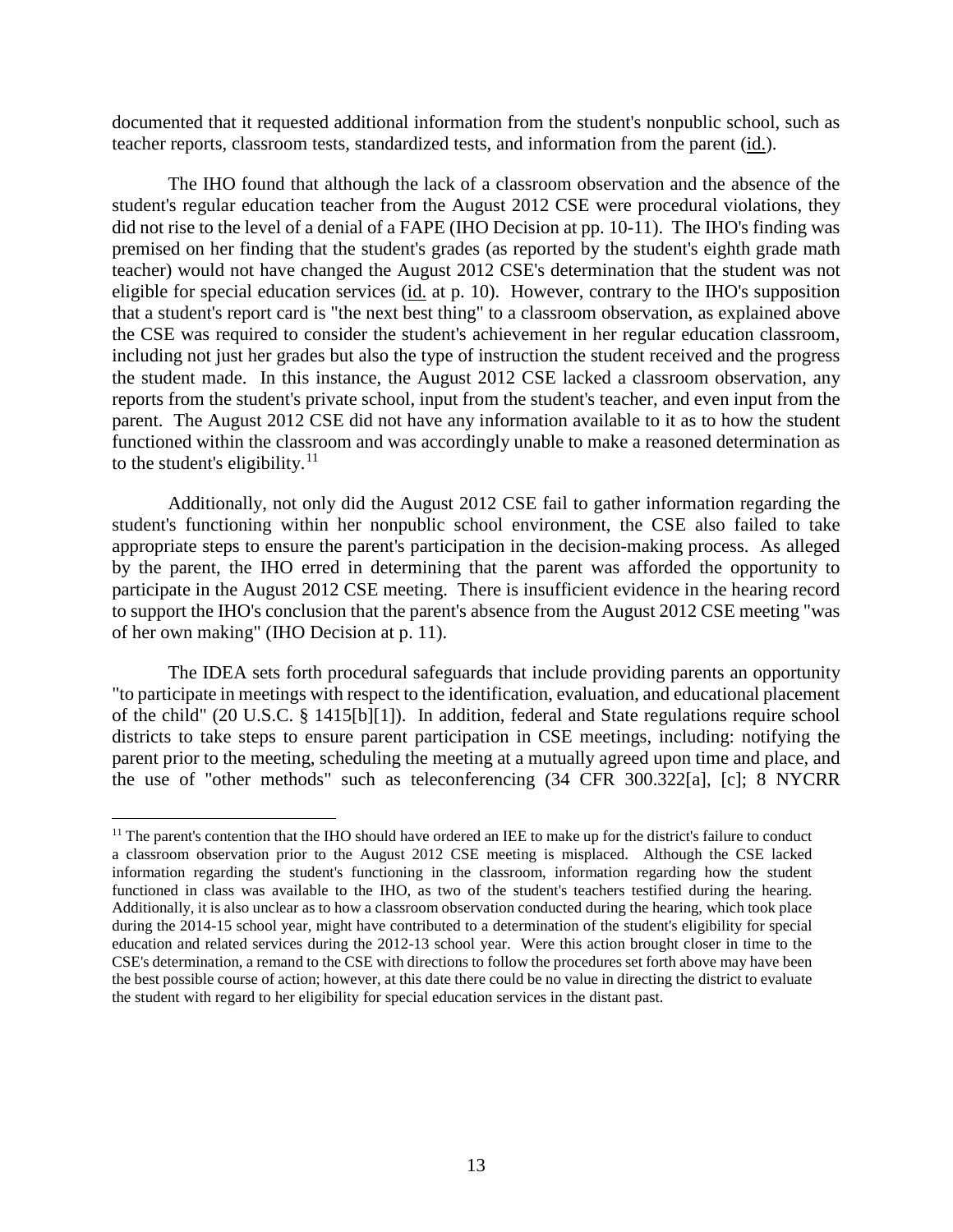documented that it requested additional information from the student's nonpublic school, such as teacher reports, classroom tests, standardized tests, and information from the parent (id.).

The IHO found that although the lack of a classroom observation and the absence of the student's regular education teacher from the August 2012 CSE were procedural violations, they did not rise to the level of a denial of a FAPE (IHO Decision at pp. 10-11). The IHO's finding was premised on her finding that the student's grades (as reported by the student's eighth grade math teacher) would not have changed the August 2012 CSE's determination that the student was not eligible for special education services (id. at p. 10). However, contrary to the IHO's supposition that a student's report card is "the next best thing" to a classroom observation, as explained above the CSE was required to consider the student's achievement in her regular education classroom, including not just her grades but also the type of instruction the student received and the progress the student made. In this instance, the August 2012 CSE lacked a classroom observation, any reports from the student's private school, input from the student's teacher, and even input from the parent. The August 2012 CSE did not have any information available to it as to how the student functioned within the classroom and was accordingly unable to make a reasoned determination as to the student's eligibility.[11]

Additionally, not only did the August 2012 CSE fail to gather information regarding the student's functioning within her nonpublic school environment, the CSE also failed to take appropriate steps to ensure the parent's participation in the decision-making process. As alleged by the parent, the IHO erred in determining that the parent was afforded the opportunity to participate in the August 2012 CSE meeting. There is insufficient evidence in the hearing record to support the IHO's conclusion that the parent's absence from the August 2012 CSE meeting "was of her own making" (IHO Decision at p. 11).

The IDEA sets forth procedural safeguards that include providing parents an opportunity "to participate in meetings with respect to the identification, evaluation, and educational placement of the child" (20 U.S.C. § 1415[b][1]). In addition, federal and State regulations require school districts to take steps to ensure parent participation in CSE meetings, including: notifying the parent prior to the meeting, scheduling the meeting at a mutually agreed upon time and place, and the use of "other methods" such as teleconferencing (34 CFR 300.322[a], [c]; 8 NYCRR

[11] The parent's contention that the IHO should have ordered an IEE to make up for the district's failure to conduct a classroom observation prior to the August 2012 CSE meeting is misplaced. Although the CSE lacked information regarding the student's functioning in the classroom, information regarding how the student functioned in class was available to the IHO, as two of the student's teachers testified during the hearing. Additionally, it is also unclear as to how a classroom observation conducted during the hearing, which took place during the 2014-15 school year, might have contributed to a determination of the student's eligibility for special education and related services during the 2012-13 school year. Were this action brought closer in time to the CSE's determination, a remand to the CSE with directions to follow the procedures set forth above may have been the best possible course of action; however, at this date there could be no value in directing the district to evaluate the student with regard to her eligibility for special education services in the distant past.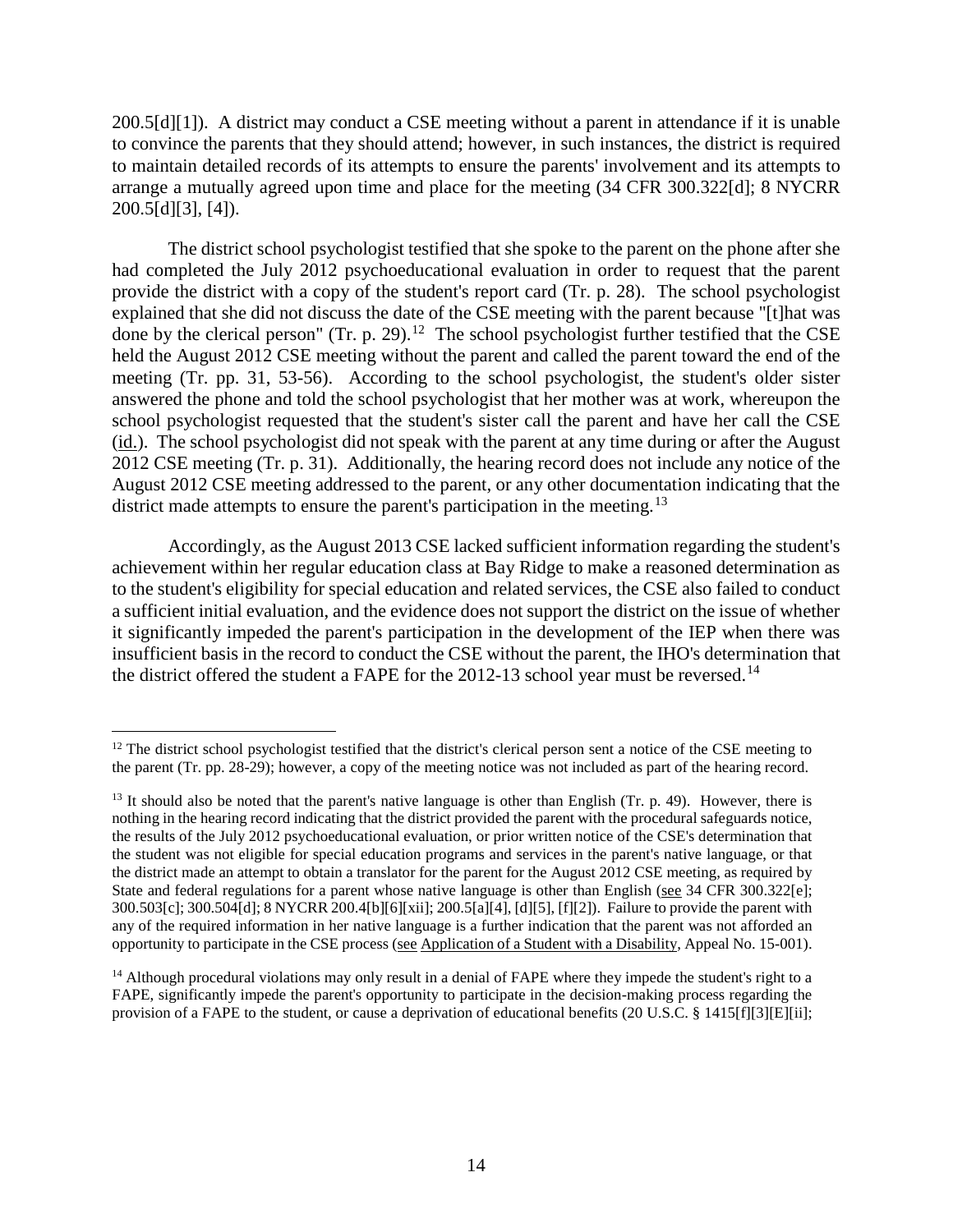200.5[d][1]). A district may conduct a CSE meeting without a parent in attendance if it is unable to convince the parents that they should attend; however, in such instances, the district is required to maintain detailed records of its attempts to ensure the parents' involvement and its attempts to arrange a mutually agreed upon time and place for the meeting (34 CFR 300.322[d]; 8 NYCRR 200.5[d][3], [4]).

The district school psychologist testified that she spoke to the parent on the phone after she had completed the July 2012 psychoeducational evaluation in order to request that the parent provide the district with a copy of the student's report card (Tr. p. 28). The school psychologist explained that she did not discuss the date of the CSE meeting with the parent because "[t]hat was done by the clerical person" (Tr. p. 29).[12] The school psychologist further testified that the CSE held the August 2012 CSE meeting without the parent and called the parent toward the end of the meeting (Tr. pp. 31, 53-56). According to the school psychologist, the student's older sister answered the phone and told the school psychologist that her mother was at work, whereupon the school psychologist requested that the student's sister call the parent and have her call the CSE (id.). The school psychologist did not speak with the parent at any time during or after the August 2012 CSE meeting (Tr. p. 31). Additionally, the hearing record does not include any notice of the August 2012 CSE meeting addressed to the parent, or any other documentation indicating that the district made attempts to ensure the parent's participation in the meeting.[13]

Accordingly, as the August 2013 CSE lacked sufficient information regarding the student's achievement within her regular education class at Bay Ridge to make a reasoned determination as to the student's eligibility for special education and related services, the CSE also failed to conduct a sufficient initial evaluation, and the evidence does not support the district on the issue of whether it significantly impeded the parent's participation in the development of the IEP when there was insufficient basis in the record to conduct the CSE without the parent, the IHO's determination that the district offered the student a FAPE for the 2012-13 school year must be reversed.[14]

---

[12] The district school psychologist testified that the district's clerical person sent a notice of the CSE meeting to the parent (Tr. pp. 28-29); however, a copy of the meeting notice was not included as part of the hearing record.

[13] It should also be noted that the parent's native language is other than English (Tr. p. 49). However, there is nothing in the hearing record indicating that the district provided the parent with the procedural safeguards notice, the results of the July 2012 psychoeducational evaluation, or prior written notice of the CSE's determination that the student was not eligible for special education programs and services in the parent's native language, or that the district made an attempt to obtain a translator for the parent for the August 2012 CSE meeting, as required by State and federal regulations for a parent whose native language is other than English (see 34 CFR 300.322[e]; 300.503[c]; 300.504[d]; 8 NYCRR 200.4[b][6][xii]; 200.5[a][4], [d][5], [f][2]). Failure to provide the parent with any of the required information in her native language is a further indication that the parent was not afforded an opportunity to participate in the CSE process (see Application of a Student with a Disability, Appeal No. 15-001).

[14] Although procedural violations may only result in a denial of FAPE where they impede the student's right to a FAPE, significantly impede the parent's opportunity to participate in the decision-making process regarding the provision of a FAPE to the student, or cause a deprivation of educational benefits (20 U.S.C. § 1415[f][3][E][ii];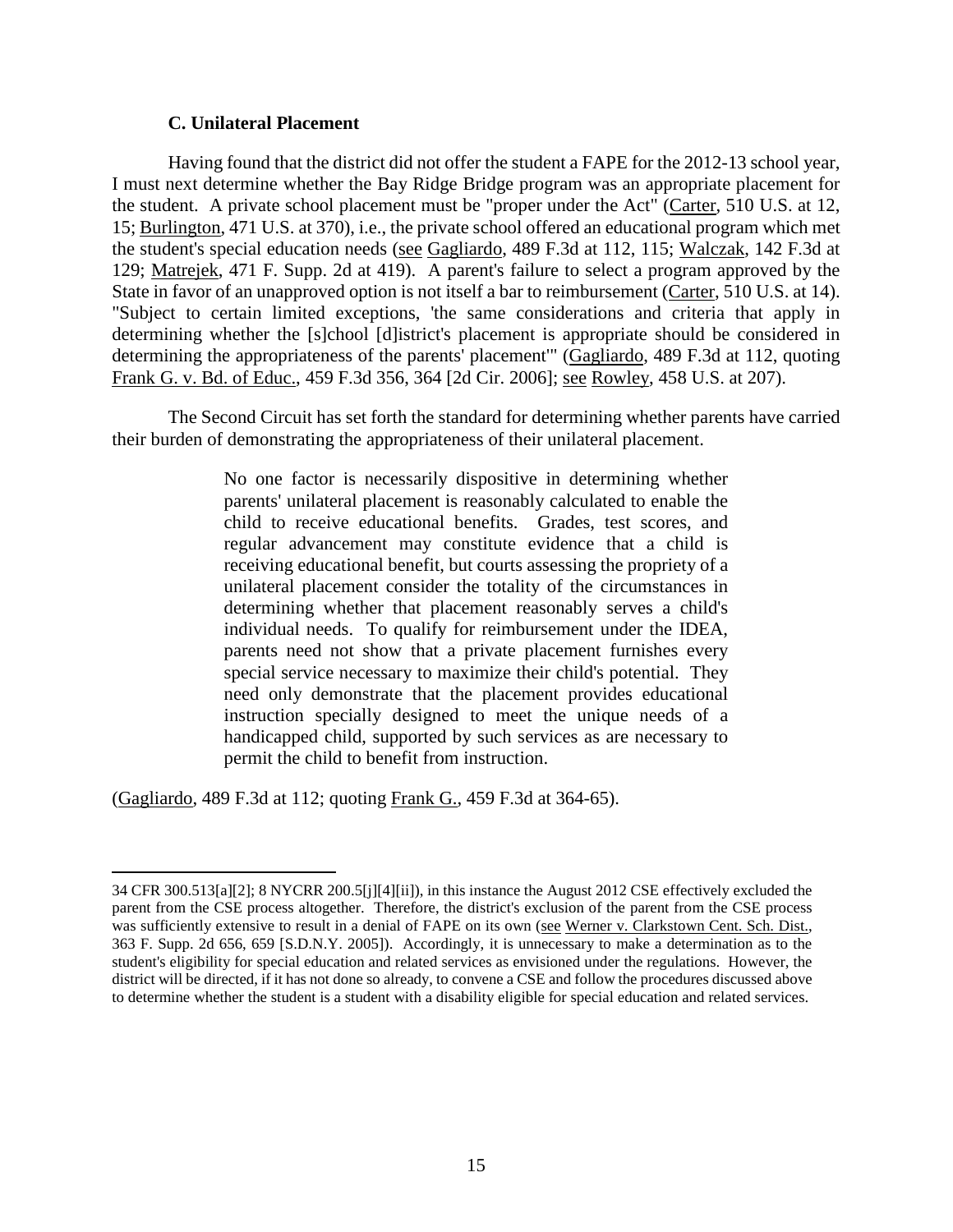### C. Unilateral Placement

Having found that the district did not offer the student a FAPE for the 2012-13 school year, I must next determine whether the Bay Ridge Bridge program was an appropriate placement for the student. A private school placement must be "proper under the Act" (Carter, 510 U.S. at 12, 15; Burlington, 471 U.S. at 370), i.e., the private school offered an educational program which met the student's special education needs (see Gagliardo, 489 F.3d at 112, 115; Walczak, 142 F.3d at 129; Matrejek, 471 F. Supp. 2d at 419). A parent's failure to select a program approved by the State in favor of an unapproved option is not itself a bar to reimbursement (Carter, 510 U.S. at 14). "Subject to certain limited exceptions, 'the same considerations and criteria that apply in determining whether the [s]chool [d]istrict's placement is appropriate should be considered in determining the appropriateness of the parents' placement'" (Gagliardo, 489 F.3d at 112, quoting Frank G. v. Bd. of Educ., 459 F.3d 356, 364 [2d Cir. 2006]; see Rowley, 458 U.S. at 207).

The Second Circuit has set forth the standard for determining whether parents have carried their burden of demonstrating the appropriateness of their unilateral placement.

> No one factor is necessarily dispositive in determining whether parents' unilateral placement is reasonably calculated to enable the child to receive educational benefits. Grades, test scores, and regular advancement may constitute evidence that a child is receiving educational benefit, but courts assessing the propriety of a unilateral placement consider the totality of the circumstances in determining whether that placement reasonably serves a child's individual needs. To qualify for reimbursement under the IDEA, parents need not show that a private placement furnishes every special service necessary to maximize their child's potential. They need only demonstrate that the placement provides educational instruction specially designed to meet the unique needs of a handicapped child, supported by such services as are necessary to permit the child to benefit from instruction.

(Gagliardo, 489 F.3d at 112; quoting Frank G., 459 F.3d at 364-65).

---

34 CFR 300.513[a][2]; 8 NYCRR 200.5[j][4][ii]), in this instance the August 2012 CSE effectively excluded the parent from the CSE process altogether. Therefore, the district's exclusion of the parent from the CSE process was sufficiently extensive to result in a denial of FAPE on its own (see Werner v. Clarkstown Cent. Sch. Dist., 363 F. Supp. 2d 656, 659 [S.D.N.Y. 2005]). Accordingly, it is unnecessary to make a determination as to the student's eligibility for special education and related services as envisioned under the regulations. However, the district will be directed, if it has not done so already, to convene a CSE and follow the procedures discussed above to determine whether the student is a student with a disability eligible for special education and related services.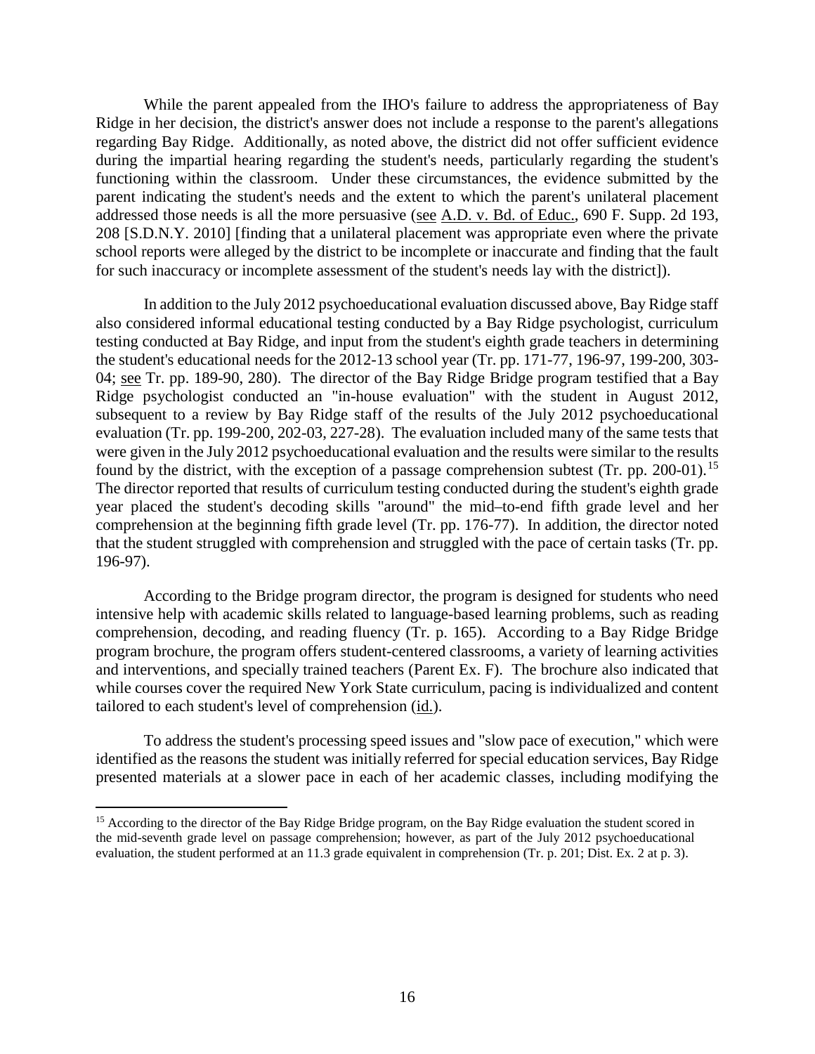While the parent appealed from the IHO's failure to address the appropriateness of Bay Ridge in her decision, the district's answer does not include a response to the parent's allegations regarding Bay Ridge. Additionally, as noted above, the district did not offer sufficient evidence during the impartial hearing regarding the student's needs, particularly regarding the student's functioning within the classroom. Under these circumstances, the evidence submitted by the parent indicating the student's needs and the extent to which the parent's unilateral placement addressed those needs is all the more persuasive (see A.D. v. Bd. of Educ., 690 F. Supp. 2d 193, 208 [S.D.N.Y. 2010] [finding that a unilateral placement was appropriate even where the private school reports were alleged by the district to be incomplete or inaccurate and finding that the fault for such inaccuracy or incomplete assessment of the student's needs lay with the district]).

In addition to the July 2012 psychoeducational evaluation discussed above, Bay Ridge staff also considered informal educational testing conducted by a Bay Ridge psychologist, curriculum testing conducted at Bay Ridge, and input from the student's eighth grade teachers in determining the student's educational needs for the 2012-13 school year (Tr. pp. 171-77, 196-97, 199-200, 303-04; see Tr. pp. 189-90, 280). The director of the Bay Ridge Bridge program testified that a Bay Ridge psychologist conducted an "in-house evaluation" with the student in August 2012, subsequent to a review by Bay Ridge staff of the results of the July 2012 psychoeducational evaluation (Tr. pp. 199-200, 202-03, 227-28). The evaluation included many of the same tests that were given in the July 2012 psychoeducational evaluation and the results were similar to the results found by the district, with the exception of a passage comprehension subtest (Tr. pp. 200-01).[15] The director reported that results of curriculum testing conducted during the student's eighth grade year placed the student's decoding skills "around" the mid–to-end fifth grade level and her comprehension at the beginning fifth grade level (Tr. pp. 176-77). In addition, the director noted that the student struggled with comprehension and struggled with the pace of certain tasks (Tr. pp. 196-97).

According to the Bridge program director, the program is designed for students who need intensive help with academic skills related to language-based learning problems, such as reading comprehension, decoding, and reading fluency (Tr. p. 165). According to a Bay Ridge Bridge program brochure, the program offers student-centered classrooms, a variety of learning activities and interventions, and specially trained teachers (Parent Ex. F). The brochure also indicated that while courses cover the required New York State curriculum, pacing is individualized and content tailored to each student's level of comprehension (id.).

To address the student's processing speed issues and "slow pace of execution," which were identified as the reasons the student was initially referred for special education services, Bay Ridge presented materials at a slower pace in each of her academic classes, including modifying the

---

[15] According to the director of the Bay Ridge Bridge program, on the Bay Ridge evaluation the student scored in the mid-seventh grade level on passage comprehension; however, as part of the July 2012 psychoeducational evaluation, the student performed at an 11.3 grade equivalent in comprehension (Tr. p. 201; Dist. Ex. 2 at p. 3).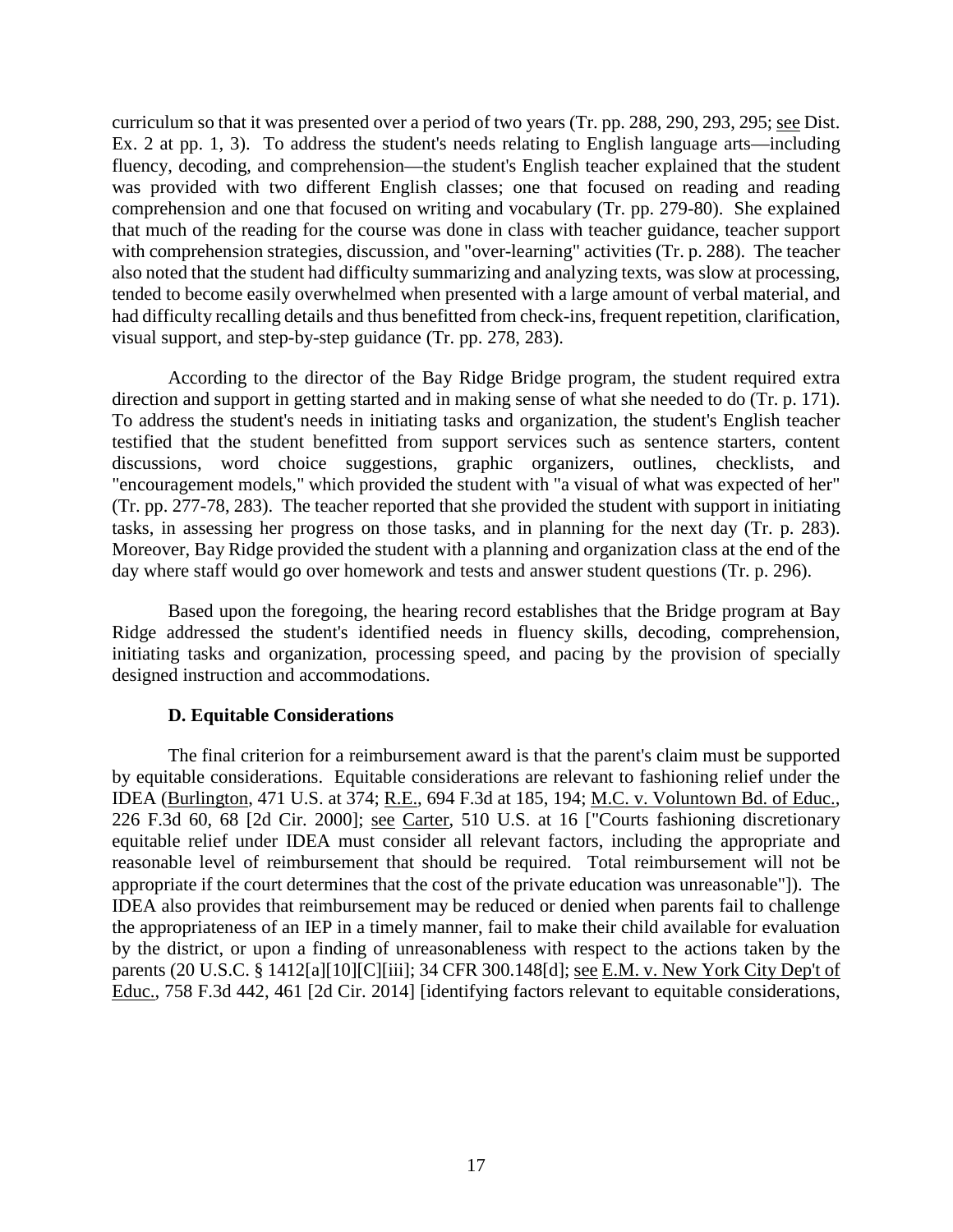curriculum so that it was presented over a period of two years (Tr. pp. 288, 290, 293, 295; see Dist. Ex. 2 at pp. 1, 3). To address the student's needs relating to English language arts—including fluency, decoding, and comprehension—the student's English teacher explained that the student was provided with two different English classes; one that focused on reading and reading comprehension and one that focused on writing and vocabulary (Tr. pp. 279-80). She explained that much of the reading for the course was done in class with teacher guidance, teacher support with comprehension strategies, discussion, and "over-learning" activities (Tr. p. 288). The teacher also noted that the student had difficulty summarizing and analyzing texts, was slow at processing, tended to become easily overwhelmed when presented with a large amount of verbal material, and had difficulty recalling details and thus benefitted from check-ins, frequent repetition, clarification, visual support, and step-by-step guidance (Tr. pp. 278, 283).

According to the director of the Bay Ridge Bridge program, the student required extra direction and support in getting started and in making sense of what she needed to do (Tr. p. 171). To address the student's needs in initiating tasks and organization, the student's English teacher testified that the student benefitted from support services such as sentence starters, content discussions, word choice suggestions, graphic organizers, outlines, checklists, and "encouragement models," which provided the student with "a visual of what was expected of her" (Tr. pp. 277-78, 283). The teacher reported that she provided the student with support in initiating tasks, in assessing her progress on those tasks, and in planning for the next day (Tr. p. 283). Moreover, Bay Ridge provided the student with a planning and organization class at the end of the day where staff would go over homework and tests and answer student questions (Tr. p. 296).

Based upon the foregoing, the hearing record establishes that the Bridge program at Bay Ridge addressed the student's identified needs in fluency skills, decoding, comprehension, initiating tasks and organization, processing speed, and pacing by the provision of specially designed instruction and accommodations.

### D. Equitable Considerations

The final criterion for a reimbursement award is that the parent's claim must be supported by equitable considerations. Equitable considerations are relevant to fashioning relief under the IDEA (Burlington, 471 U.S. at 374; R.E., 694 F.3d at 185, 194; M.C. v. Voluntown Bd. of Educ., 226 F.3d 60, 68 [2d Cir. 2000]; see Carter, 510 U.S. at 16 ["Courts fashioning discretionary equitable relief under IDEA must consider all relevant factors, including the appropriate and reasonable level of reimbursement that should be required. Total reimbursement will not be appropriate if the court determines that the cost of the private education was unreasonable"]). The IDEA also provides that reimbursement may be reduced or denied when parents fail to challenge the appropriateness of an IEP in a timely manner, fail to make their child available for evaluation by the district, or upon a finding of unreasonableness with respect to the actions taken by the parents (20 U.S.C. § 1412[a][10][C][iii]; 34 CFR 300.148[d]; see E.M. v. New York City Dep't of Educ., 758 F.3d 442, 461 [2d Cir. 2014] [identifying factors relevant to equitable considerations,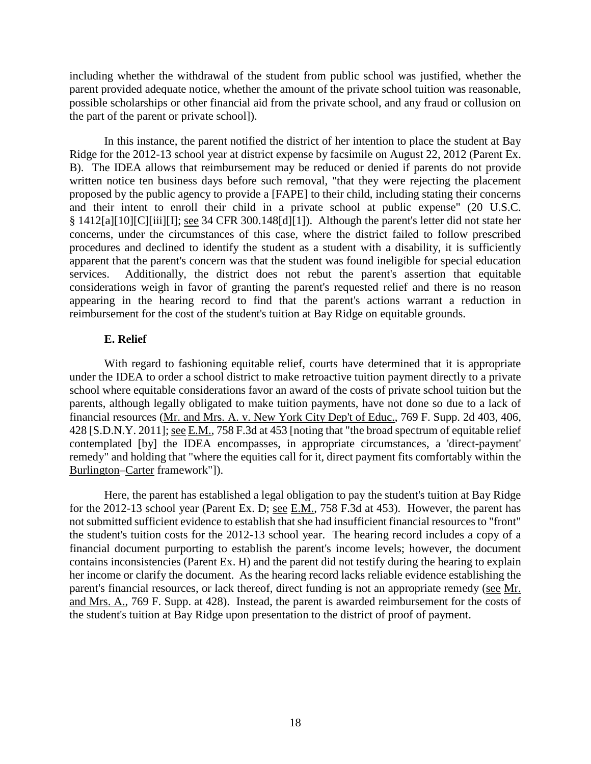including whether the withdrawal of the student from public school was justified, whether the parent provided adequate notice, whether the amount of the private school tuition was reasonable, possible scholarships or other financial aid from the private school, and any fraud or collusion on the part of the parent or private school]).

In this instance, the parent notified the district of her intention to place the student at Bay Ridge for the 2012-13 school year at district expense by facsimile on August 22, 2012 (Parent Ex. B). The IDEA allows that reimbursement may be reduced or denied if parents do not provide written notice ten business days before such removal, "that they were rejecting the placement proposed by the public agency to provide a [FAPE] to their child, including stating their concerns and their intent to enroll their child in a private school at public expense" (20 U.S.C. § 1412[a][10][C][iii][I]; see 34 CFR 300.148[d][1]). Although the parent's letter did not state her concerns, under the circumstances of this case, where the district failed to follow prescribed procedures and declined to identify the student as a student with a disability, it is sufficiently apparent that the parent's concern was that the student was found ineligible for special education services. Additionally, the district does not rebut the parent's assertion that equitable considerations weigh in favor of granting the parent's requested relief and there is no reason appearing in the hearing record to find that the parent's actions warrant a reduction in reimbursement for the cost of the student's tuition at Bay Ridge on equitable grounds.

### E. Relief

With regard to fashioning equitable relief, courts have determined that it is appropriate under the IDEA to order a school district to make retroactive tuition payment directly to a private school where equitable considerations favor an award of the costs of private school tuition but the parents, although legally obligated to make tuition payments, have not done so due to a lack of financial resources (Mr. and Mrs. A. v. New York City Dep't of Educ., 769 F. Supp. 2d 403, 406, 428 [S.D.N.Y. 2011]; see E.M., 758 F.3d at 453 [noting that "the broad spectrum of equitable relief contemplated [by] the IDEA encompasses, in appropriate circumstances, a 'direct-payment' remedy" and holding that "where the equities call for it, direct payment fits comfortably within the Burlington–Carter framework"]).

Here, the parent has established a legal obligation to pay the student's tuition at Bay Ridge for the 2012-13 school year (Parent Ex. D; see E.M., 758 F.3d at 453). However, the parent has not submitted sufficient evidence to establish that she had insufficient financial resources to "front" the student's tuition costs for the 2012-13 school year. The hearing record includes a copy of a financial document purporting to establish the parent's income levels; however, the document contains inconsistencies (Parent Ex. H) and the parent did not testify during the hearing to explain her income or clarify the document. As the hearing record lacks reliable evidence establishing the parent's financial resources, or lack thereof, direct funding is not an appropriate remedy (see Mr. and Mrs. A., 769 F. Supp. at 428). Instead, the parent is awarded reimbursement for the costs of the student's tuition at Bay Ridge upon presentation to the district of proof of payment.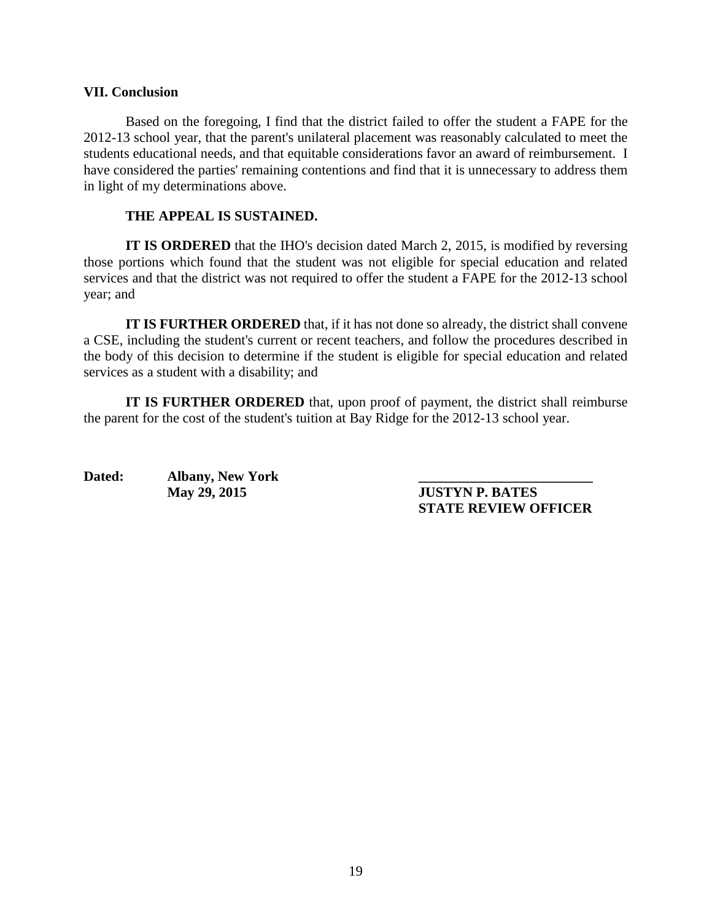### VII. Conclusion

Based on the foregoing, I find that the district failed to offer the student a FAPE for the 2012-13 school year, that the parent's unilateral placement was reasonably calculated to meet the students educational needs, and that equitable considerations favor an award of reimbursement. I have considered the parties' remaining contentions and find that it is unnecessary to address them in light of my determinations above.

**THE APPEAL IS SUSTAINED.**

**IT IS ORDERED** that the IHO's decision dated March 2, 2015, is modified by reversing those portions which found that the student was not eligible for special education and related services and that the district was not required to offer the student a FAPE for the 2012-13 school year; and

**IT IS FURTHER ORDERED** that, if it has not done so already, the district shall convene a CSE, including the student's current or recent teachers, and follow the procedures described in the body of this decision to determine if the student is eligible for special education and related services as a student with a disability; and

**IT IS FURTHER ORDERED** that, upon proof of payment, the district shall reimburse the parent for the cost of the student's tuition at Bay Ridge for the 2012-13 school year.

**Dated: Albany, New York**
**May 29, 2015**

_________________________
**JUSTYN P. BATES**
**STATE REVIEW OFFICER**